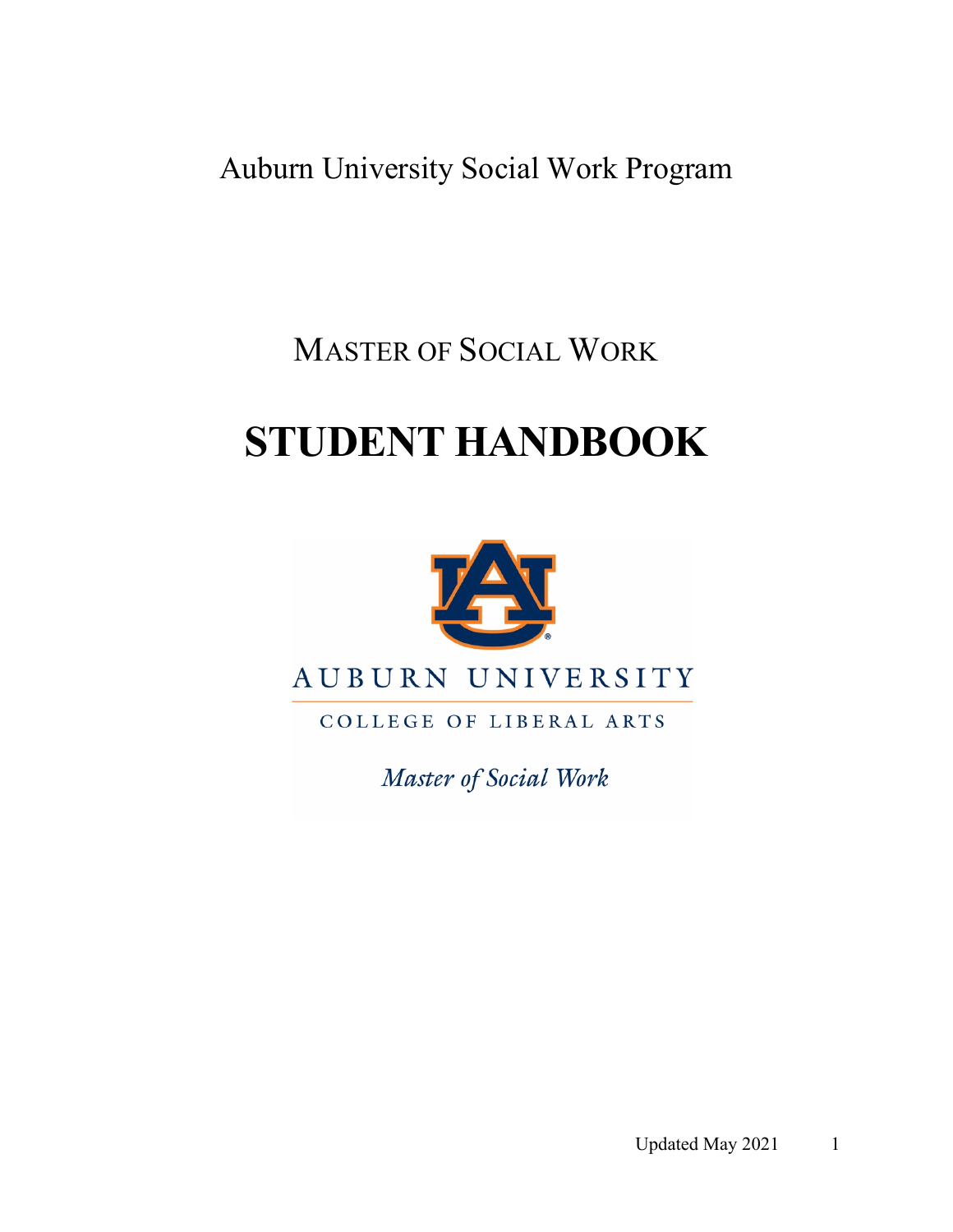Auburn University Social Work Program

## MASTER OF SOCIAL WORK

# STUDENT HANDBOOK

AUBURN UNIVERSITY

COLLEGE OF LIBERAL ARTS

*Master of Social Work*

Updated May 2021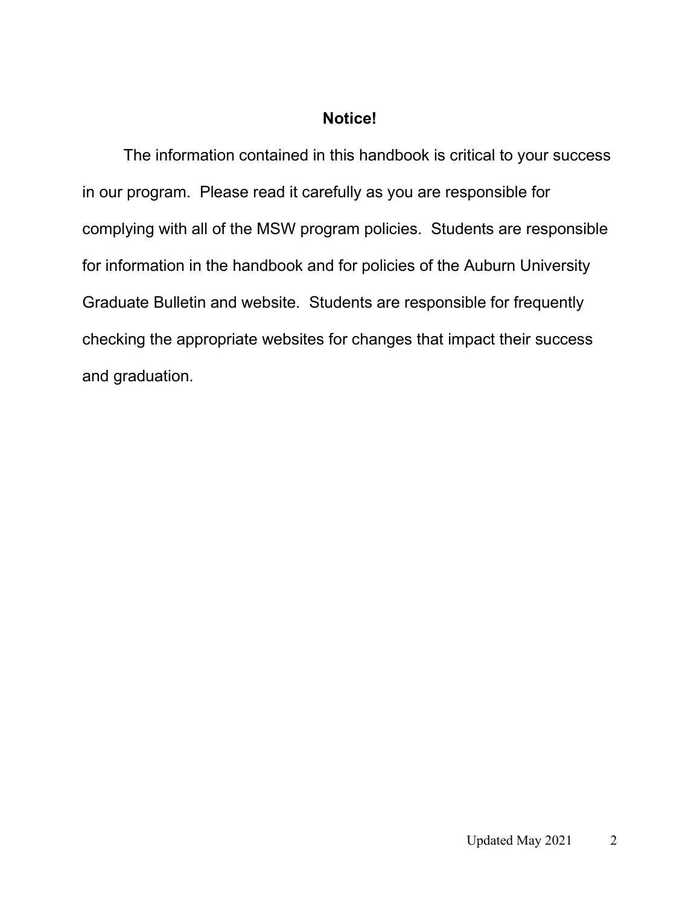# Notice!

The information contained in this handbook is critical to your success in our program. Please read it carefully as you are responsible for complying with all of the MSW program policies. Students are responsible for information in the handbook and for policies of the Auburn University Graduate Bulletin and website. Students are responsible for frequently checking the appropriate websites for changes that impact their success and graduation.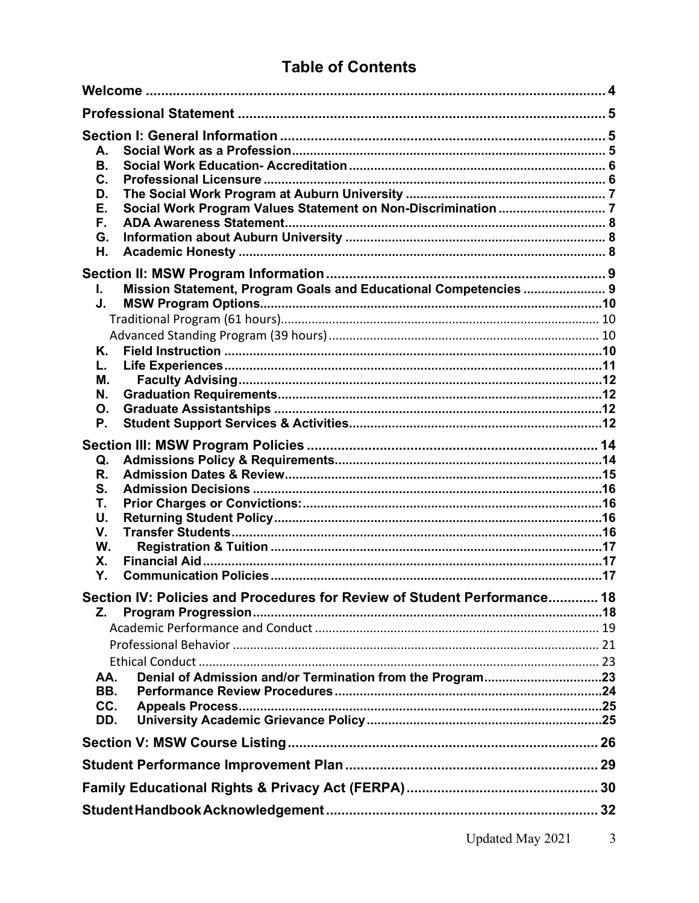# Table of Contents

**Welcome** ........................................................................................................ **4**

**Professional Statement** ................................................................................ **5**

**Section I: General Information** ..................................................................... **5**

- **A. Social Work as a Profession** ...................................................................... **5**
- **B. Social Work Education- Accreditation** ....................................................... **6**
- **C. Professional Licensure** .............................................................................. **6**
- **D. The Social Work Program at Auburn University** ....................................... **7**
- **E. Social Work Program Values Statement on Non-Discrimination** ............................. **7**
- **F. ADA Awareness Statement** ......................................................................... **8**
- **G. Information about Auburn University** ........................................................ **8**
- **H. Academic Honesty** ..................................................................................... **8**

**Section II: MSW Program Information** ......................................................... **9**

- **I. Mission Statement, Program Goals and Educational Competencies** ....................... **9**
- **J. MSW Program Options** ............................................................................... **10**
  - Traditional Program (61 hours) ................................................................ 10
  - Advanced Standing Program (39 hours) .................................................. 10
- **K. Field Instruction** ......................................................................................... **10**
- **L. Life Experiences** ......................................................................................... **11**
- **M. Faculty Advising** ........................................................................................ **12**
- **N. Graduation Requirements** .......................................................................... **12**
- **O. Graduate Assistantships** ........................................................................... **12**
- **P. Student Support Services & Activities** ...................................................... **12**

**Section III: MSW Program Policies** ............................................................. **14**

- **Q. Admissions Policy & Requirements** .......................................................... **14**
- **R. Admission Dates & Review** ....................................................................... **15**
- **S. Admission Decisions** .................................................................................. **16**
- **T. Prior Charges or Convictions:** .................................................................... **16**
- **U. Returning Student Policy** ........................................................................... **16**
- **V. Transfer Students** ...................................................................................... **16**
- **W. Registration & Tuition** ............................................................................... **17**
- **X. Financial Aid** ............................................................................................... **17**
- **Y. Communication Policies** ............................................................................. **17**

**Section IV: Policies and Procedures for Review of Student Performance** ............ **18**

- **Z. Program Progression** ................................................................................. **18**
  - Academic Performance and Conduct ........................................................ 19
  - Professional Behavior ................................................................................ 21
  - Ethical Conduct .......................................................................................... 23
- **AA. Denial of Admission and/or Termination from the Program** ........................ **23**
- **BB. Performance Review Procedures** ............................................................ **24**
- **CC. Appeals Process** ...................................................................................... **25**
- **DD. University Academic Grievance Policy** .................................................... **25**

**Section V: MSW Course Listing** .................................................................... **26**

**Student Performance Improvement Plan** ...................................................... **29**

**Family Educational Rights & Privacy Act (FERPA)** ....................................... **30**

**Student Handbook Acknowledgement** ........................................................... **32**

Updated May 2021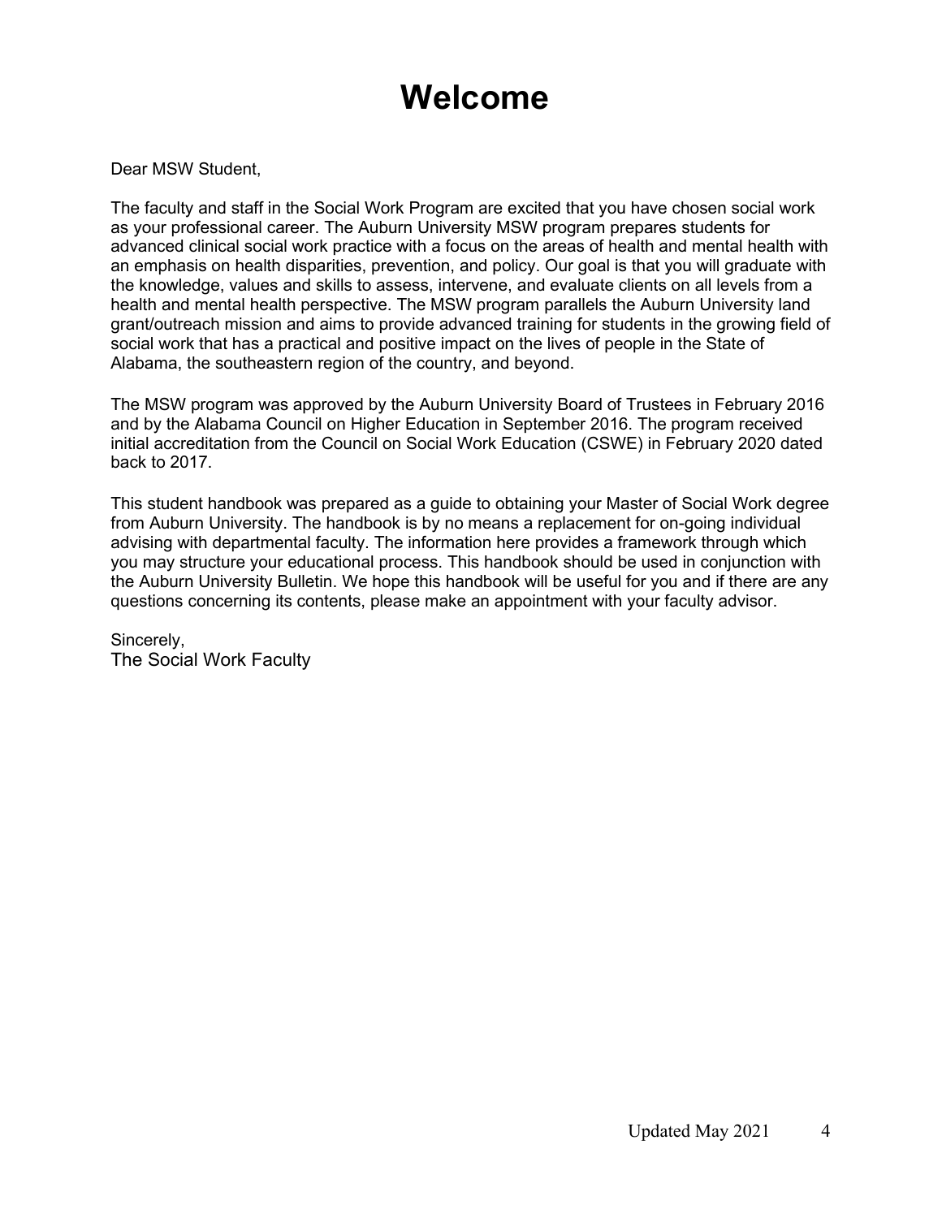# Welcome

Dear MSW Student,

The faculty and staff in the Social Work Program are excited that you have chosen social work as your professional career. The Auburn University MSW program prepares students for advanced clinical social work practice with a focus on the areas of health and mental health with an emphasis on health disparities, prevention, and policy. Our goal is that you will graduate with the knowledge, values and skills to assess, intervene, and evaluate clients on all levels from a health and mental health perspective. The MSW program parallels the Auburn University land grant/outreach mission and aims to provide advanced training for students in the growing field of social work that has a practical and positive impact on the lives of people in the State of Alabama, the southeastern region of the country, and beyond.

The MSW program was approved by the Auburn University Board of Trustees in February 2016 and by the Alabama Council on Higher Education in September 2016. The program received initial accreditation from the Council on Social Work Education (CSWE) in February 2020 dated back to 2017.

This student handbook was prepared as a guide to obtaining your Master of Social Work degree from Auburn University. The handbook is by no means a replacement for on-going individual advising with departmental faculty. The information here provides a framework through which you may structure your educational process. This handbook should be used in conjunction with the Auburn University Bulletin. We hope this handbook will be useful for you and if there are any questions concerning its contents, please make an appointment with your faculty advisor.

Sincerely,
The Social Work Faculty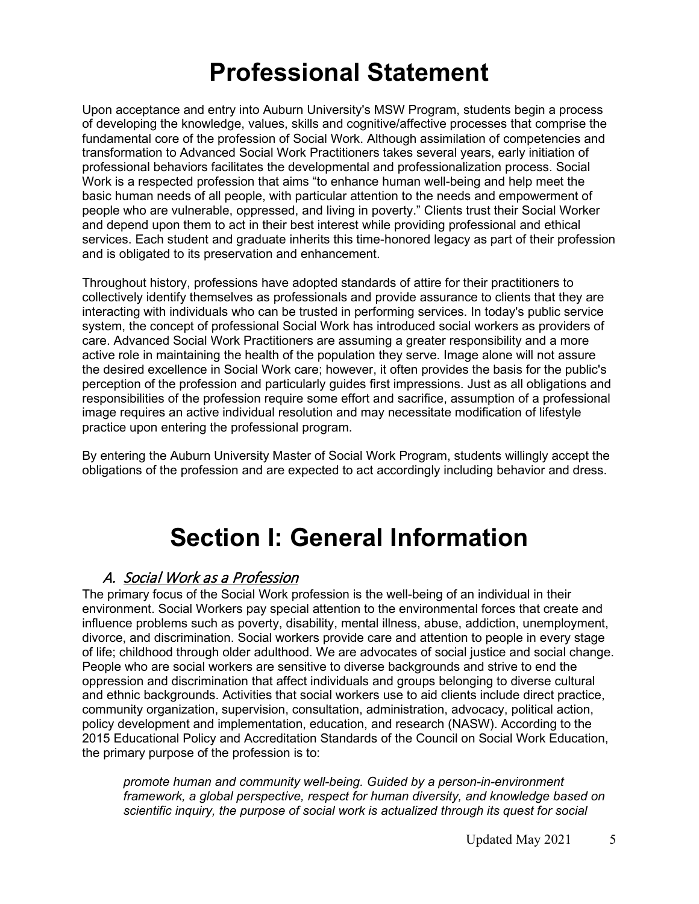# Professional Statement

Upon acceptance and entry into Auburn University's MSW Program, students begin a process of developing the knowledge, values, skills and cognitive/affective processes that comprise the fundamental core of the profession of Social Work. Although assimilation of competencies and transformation to Advanced Social Work Practitioners takes several years, early initiation of professional behaviors facilitates the developmental and professionalization process. Social Work is a respected profession that aims "to enhance human well-being and help meet the basic human needs of all people, with particular attention to the needs and empowerment of people who are vulnerable, oppressed, and living in poverty." Clients trust their Social Worker and depend upon them to act in their best interest while providing professional and ethical services. Each student and graduate inherits this time-honored legacy as part of their profession and is obligated to its preservation and enhancement.

Throughout history, professions have adopted standards of attire for their practitioners to collectively identify themselves as professionals and provide assurance to clients that they are interacting with individuals who can be trusted in performing services. In today's public service system, the concept of professional Social Work has introduced social workers as providers of care. Advanced Social Work Practitioners are assuming a greater responsibility and a more active role in maintaining the health of the population they serve. Image alone will not assure the desired excellence in Social Work care; however, it often provides the basis for the public's perception of the profession and particularly guides first impressions. Just as all obligations and responsibilities of the profession require some effort and sacrifice, assumption of a professional image requires an active individual resolution and may necessitate modification of lifestyle practice upon entering the professional program.

By entering the Auburn University Master of Social Work Program, students willingly accept the obligations of the profession and are expected to act accordingly including behavior and dress.

# Section I: General Information

## A. *Social Work as a Profession*

The primary focus of the Social Work profession is the well-being of an individual in their environment. Social Workers pay special attention to the environmental forces that create and influence problems such as poverty, disability, mental illness, abuse, addiction, unemployment, divorce, and discrimination. Social workers provide care and attention to people in every stage of life; childhood through older adulthood. We are advocates of social justice and social change. People who are social workers are sensitive to diverse backgrounds and strive to end the oppression and discrimination that affect individuals and groups belonging to diverse cultural and ethnic backgrounds. Activities that social workers use to aid clients include direct practice, community organization, supervision, consultation, administration, advocacy, political action, policy development and implementation, education, and research (NASW). According to the 2015 Educational Policy and Accreditation Standards of the Council on Social Work Education, the primary purpose of the profession is to:

> *promote human and community well-being. Guided by a person-in-environment framework, a global perspective, respect for human diversity, and knowledge based on scientific inquiry, the purpose of social work is actualized through its quest for social*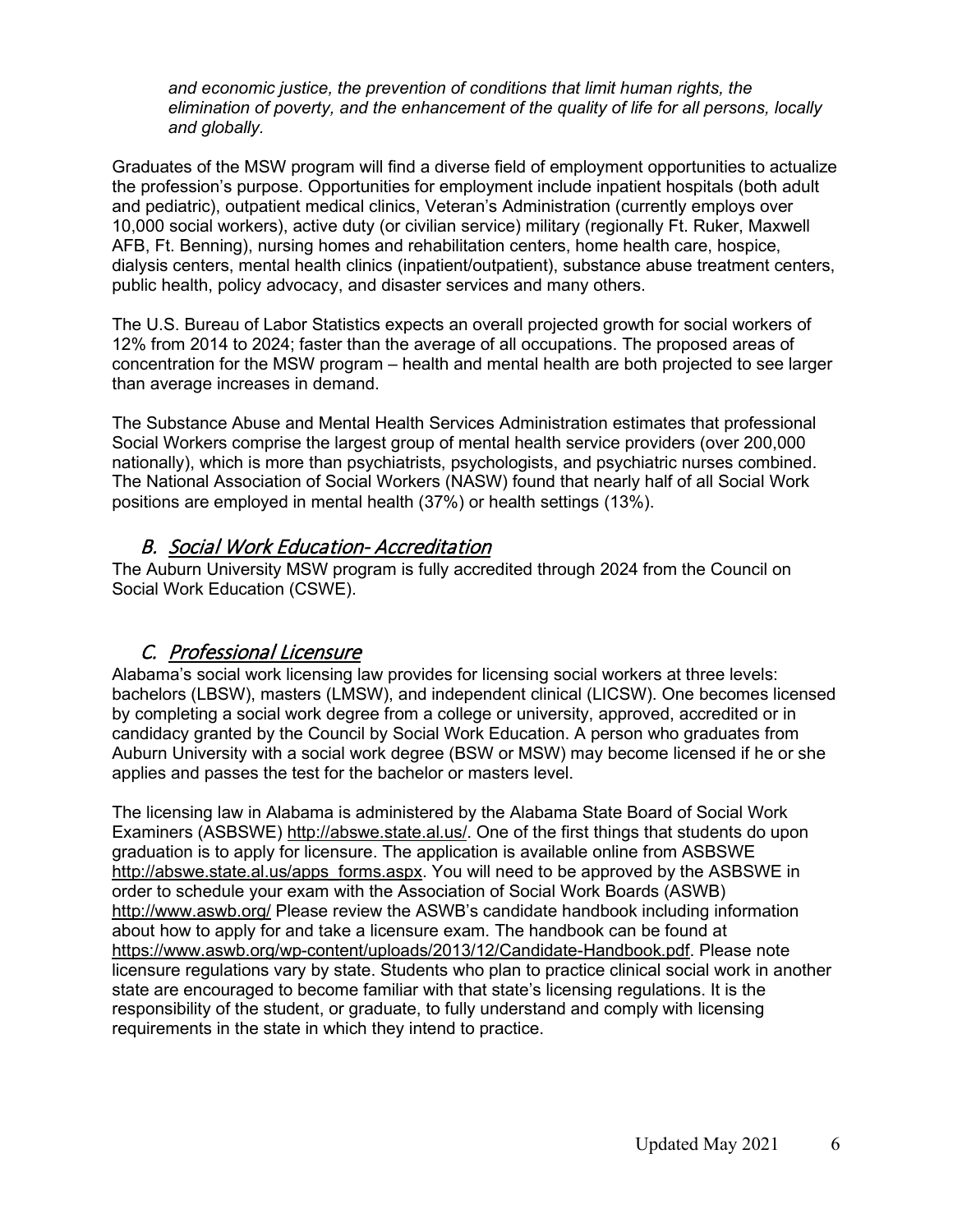*and economic justice, the prevention of conditions that limit human rights, the elimination of poverty, and the enhancement of the quality of life for all persons, locally and globally.*

Graduates of the MSW program will find a diverse field of employment opportunities to actualize the profession's purpose. Opportunities for employment include inpatient hospitals (both adult and pediatric), outpatient medical clinics, Veteran's Administration (currently employs over 10,000 social workers), active duty (or civilian service) military (regionally Ft. Ruker, Maxwell AFB, Ft. Benning), nursing homes and rehabilitation centers, home health care, hospice, dialysis centers, mental health clinics (inpatient/outpatient), substance abuse treatment centers, public health, policy advocacy, and disaster services and many others.

The U.S. Bureau of Labor Statistics expects an overall projected growth for social workers of 12% from 2014 to 2024; faster than the average of all occupations. The proposed areas of concentration for the MSW program – health and mental health are both projected to see larger than average increases in demand.

The Substance Abuse and Mental Health Services Administration estimates that professional Social Workers comprise the largest group of mental health service providers (over 200,000 nationally), which is more than psychiatrists, psychologists, and psychiatric nurses combined. The National Association of Social Workers (NASW) found that nearly half of all Social Work positions are employed in mental health (37%) or health settings (13%).

## B. Social Work Education- Accreditation

The Auburn University MSW program is fully accredited through 2024 from the Council on Social Work Education (CSWE).

## C. Professional Licensure

Alabama's social work licensing law provides for licensing social workers at three levels: bachelors (LBSW), masters (LMSW), and independent clinical (LICSW). One becomes licensed by completing a social work degree from a college or university, approved, accredited or in candidacy granted by the Council by Social Work Education. A person who graduates from Auburn University with a social work degree (BSW or MSW) may become licensed if he or she applies and passes the test for the bachelor or masters level.

The licensing law in Alabama is administered by the Alabama State Board of Social Work Examiners (ASBSWE) http://abswe.state.al.us/. One of the first things that students do upon graduation is to apply for licensure. The application is available online from ASBSWE http://abswe.state.al.us/apps_forms.aspx. You will need to be approved by the ASBSWE in order to schedule your exam with the Association of Social Work Boards (ASWB) http://www.aswb.org/ Please review the ASWB's candidate handbook including information about how to apply for and take a licensure exam. The handbook can be found at https://www.aswb.org/wp-content/uploads/2013/12/Candidate-Handbook.pdf. Please note licensure regulations vary by state. Students who plan to practice clinical social work in another state are encouraged to become familiar with that state's licensing regulations. It is the responsibility of the student, or graduate, to fully understand and comply with licensing requirements in the state in which they intend to practice.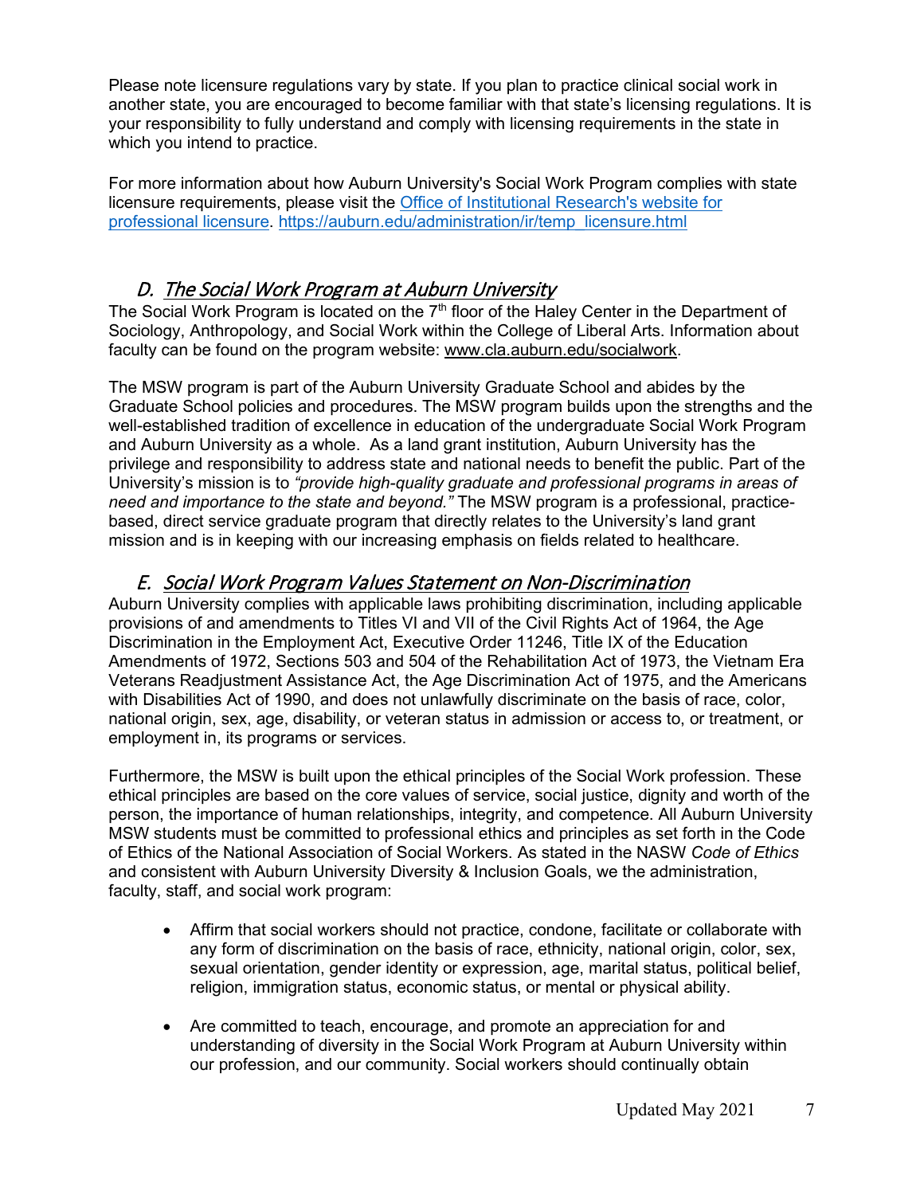Please note licensure regulations vary by state. If you plan to practice clinical social work in another state, you are encouraged to become familiar with that state's licensing regulations. It is your responsibility to fully understand and comply with licensing requirements in the state in which you intend to practice.

For more information about how Auburn University's Social Work Program complies with state licensure requirements, please visit the [Office of Institutional Research's website for professional licensure](https://auburn.edu/administration/ir/temp_licensure.html). https://auburn.edu/administration/ir/temp_licensure.html

## D. The Social Work Program at Auburn University

The Social Work Program is located on the 7th floor of the Haley Center in the Department of Sociology, Anthropology, and Social Work within the College of Liberal Arts. Information about faculty can be found on the program website: www.cla.auburn.edu/socialwork.

The MSW program is part of the Auburn University Graduate School and abides by the Graduate School policies and procedures. The MSW program builds upon the strengths and the well-established tradition of excellence in education of the undergraduate Social Work Program and Auburn University as a whole. As a land grant institution, Auburn University has the privilege and responsibility to address state and national needs to benefit the public. Part of the University's mission is to *"provide high-quality graduate and professional programs in areas of need and importance to the state and beyond."* The MSW program is a professional, practice-based, direct service graduate program that directly relates to the University's land grant mission and is in keeping with our increasing emphasis on fields related to healthcare.

## E. Social Work Program Values Statement on Non-Discrimination

Auburn University complies with applicable laws prohibiting discrimination, including applicable provisions of and amendments to Titles VI and VII of the Civil Rights Act of 1964, the Age Discrimination in the Employment Act, Executive Order 11246, Title IX of the Education Amendments of 1972, Sections 503 and 504 of the Rehabilitation Act of 1973, the Vietnam Era Veterans Readjustment Assistance Act, the Age Discrimination Act of 1975, and the Americans with Disabilities Act of 1990, and does not unlawfully discriminate on the basis of race, color, national origin, sex, age, disability, or veteran status in admission or access to, or treatment, or employment in, its programs or services.

Furthermore, the MSW is built upon the ethical principles of the Social Work profession. These ethical principles are based on the core values of service, social justice, dignity and worth of the person, the importance of human relationships, integrity, and competence. All Auburn University MSW students must be committed to professional ethics and principles as set forth in the Code of Ethics of the National Association of Social Workers. As stated in the NASW *Code of Ethics* and consistent with Auburn University Diversity & Inclusion Goals, we the administration, faculty, staff, and social work program:

- Affirm that social workers should not practice, condone, facilitate or collaborate with any form of discrimination on the basis of race, ethnicity, national origin, color, sex, sexual orientation, gender identity or expression, age, marital status, political belief, religion, immigration status, economic status, or mental or physical ability.
- Are committed to teach, encourage, and promote an appreciation for and understanding of diversity in the Social Work Program at Auburn University within our profession, and our community. Social workers should continually obtain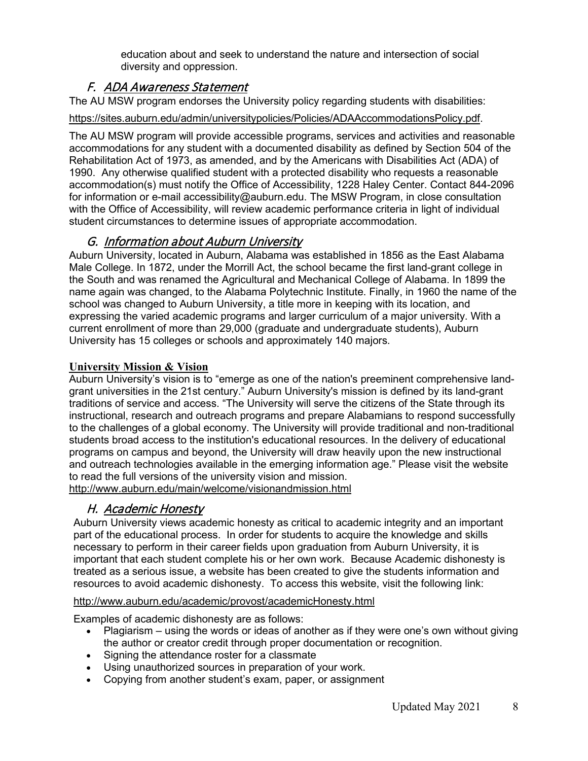education about and seek to understand the nature and intersection of social diversity and oppression.

## F. *ADA Awareness Statement*

The AU MSW program endorses the University policy regarding students with disabilities:

https://sites.auburn.edu/admin/universitypolicies/Policies/ADAAccommodationsPolicy.pdf.

The AU MSW program will provide accessible programs, services and activities and reasonable accommodations for any student with a documented disability as defined by Section 504 of the Rehabilitation Act of 1973, as amended, and by the Americans with Disabilities Act (ADA) of 1990. Any otherwise qualified student with a protected disability who requests a reasonable accommodation(s) must notify the Office of Accessibility, 1228 Haley Center. Contact 844-2096 for information or e-mail accessibility@auburn.edu. The MSW Program, in close consultation with the Office of Accessibility, will review academic performance criteria in light of individual student circumstances to determine issues of appropriate accommodation.

## G. *Information about Auburn University*

Auburn University, located in Auburn, Alabama was established in 1856 as the East Alabama Male College. In 1872, under the Morrill Act, the school became the first land-grant college in the South and was renamed the Agricultural and Mechanical College of Alabama. In 1899 the name again was changed, to the Alabama Polytechnic Institute. Finally, in 1960 the name of the school was changed to Auburn University, a title more in keeping with its location, and expressing the varied academic programs and larger curriculum of a major university. With a current enrollment of more than 29,000 (graduate and undergraduate students), Auburn University has 15 colleges or schools and approximately 140 majors.

**University Mission & Vision**

Auburn University's vision is to "emerge as one of the nation's preeminent comprehensive land-grant universities in the 21st century." Auburn University's mission is defined by its land-grant traditions of service and access. "The University will serve the citizens of the State through its instructional, research and outreach programs and prepare Alabamians to respond successfully to the challenges of a global economy. The University will provide traditional and non-traditional students broad access to the institution's educational resources. In the delivery of educational programs on campus and beyond, the University will draw heavily upon the new instructional and outreach technologies available in the emerging information age." Please visit the website to read the full versions of the university vision and mission.
http://www.auburn.edu/main/welcome/visionandmission.html

## H. *Academic Honesty*

Auburn University views academic honesty as critical to academic integrity and an important part of the educational process. In order for students to acquire the knowledge and skills necessary to perform in their career fields upon graduation from Auburn University, it is important that each student complete his or her own work. Because Academic dishonesty is treated as a serious issue, a website has been created to give the students information and resources to avoid academic dishonesty. To access this website, visit the following link:

http://www.auburn.edu/academic/provost/academicHonesty.html

Examples of academic dishonesty are as follows:

- Plagiarism – using the words or ideas of another as if they were one's own without giving the author or creator credit through proper documentation or recognition.
- Signing the attendance roster for a classmate
- Using unauthorized sources in preparation of your work.
- Copying from another student's exam, paper, or assignment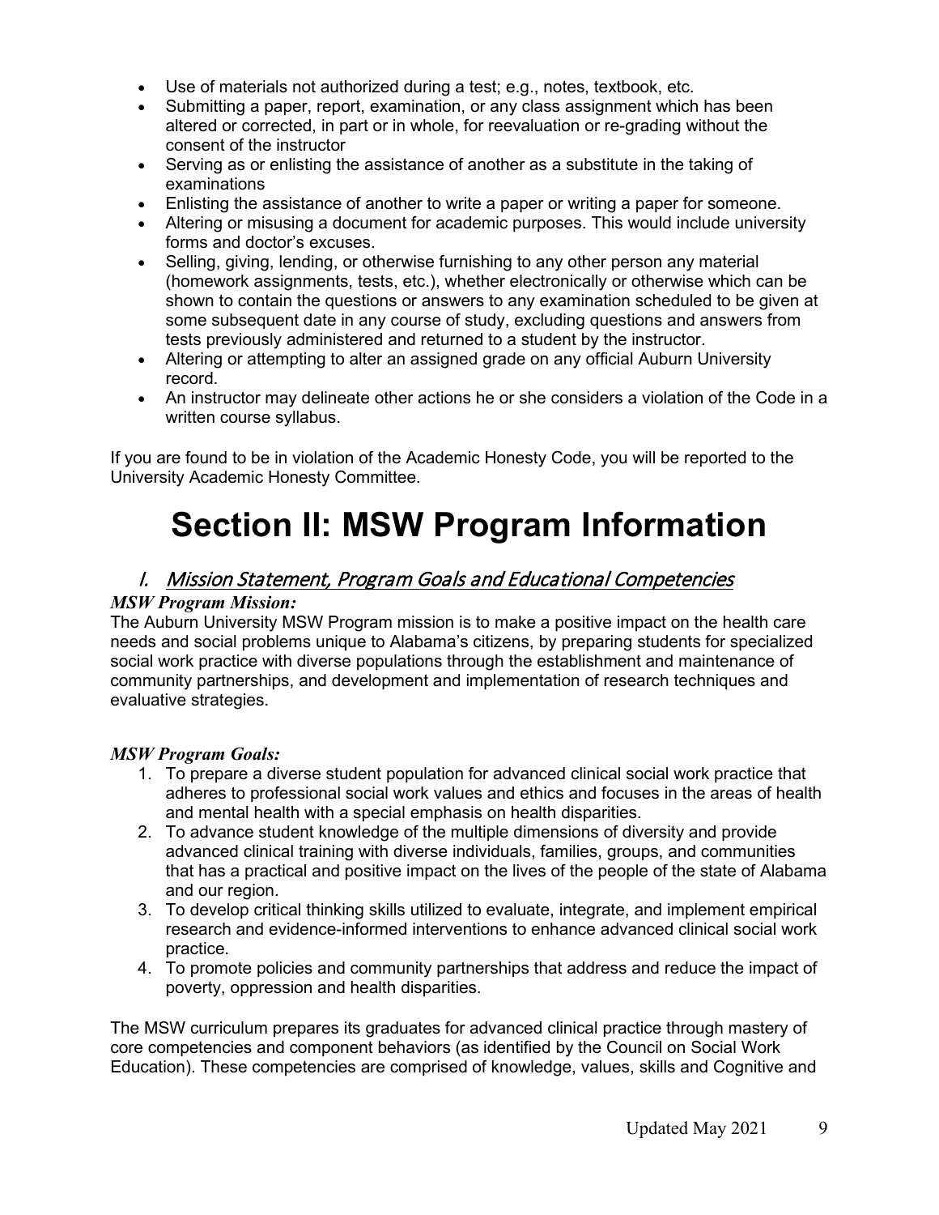- Use of materials not authorized during a test; e.g., notes, textbook, etc.
- Submitting a paper, report, examination, or any class assignment which has been altered or corrected, in part or in whole, for reevaluation or re-grading without the consent of the instructor
- Serving as or enlisting the assistance of another as a substitute in the taking of examinations
- Enlisting the assistance of another to write a paper or writing a paper for someone.
- Altering or misusing a document for academic purposes. This would include university forms and doctor's excuses.
- Selling, giving, lending, or otherwise furnishing to any other person any material (homework assignments, tests, etc.), whether electronically or otherwise which can be shown to contain the questions or answers to any examination scheduled to be given at some subsequent date in any course of study, excluding questions and answers from tests previously administered and returned to a student by the instructor.
- Altering or attempting to alter an assigned grade on any official Auburn University record.
- An instructor may delineate other actions he or she considers a violation of the Code in a written course syllabus.

If you are found to be in violation of the Academic Honesty Code, you will be reported to the University Academic Honesty Committee.

# Section II: MSW Program Information

## I. Mission Statement, Program Goals and Educational Competencies

***MSW Program Mission:***

The Auburn University MSW Program mission is to make a positive impact on the health care needs and social problems unique to Alabama's citizens, by preparing students for specialized social work practice with diverse populations through the establishment and maintenance of community partnerships, and development and implementation of research techniques and evaluative strategies.

***MSW Program Goals:***

1. To prepare a diverse student population for advanced clinical social work practice that adheres to professional social work values and ethics and focuses in the areas of health and mental health with a special emphasis on health disparities.
2. To advance student knowledge of the multiple dimensions of diversity and provide advanced clinical training with diverse individuals, families, groups, and communities that has a practical and positive impact on the lives of the people of the state of Alabama and our region.
3. To develop critical thinking skills utilized to evaluate, integrate, and implement empirical research and evidence-informed interventions to enhance advanced clinical social work practice.
4. To promote policies and community partnerships that address and reduce the impact of poverty, oppression and health disparities.

The MSW curriculum prepares its graduates for advanced clinical practice through mastery of core competencies and component behaviors (as identified by the Council on Social Work Education). These competencies are comprised of knowledge, values, skills and Cognitive and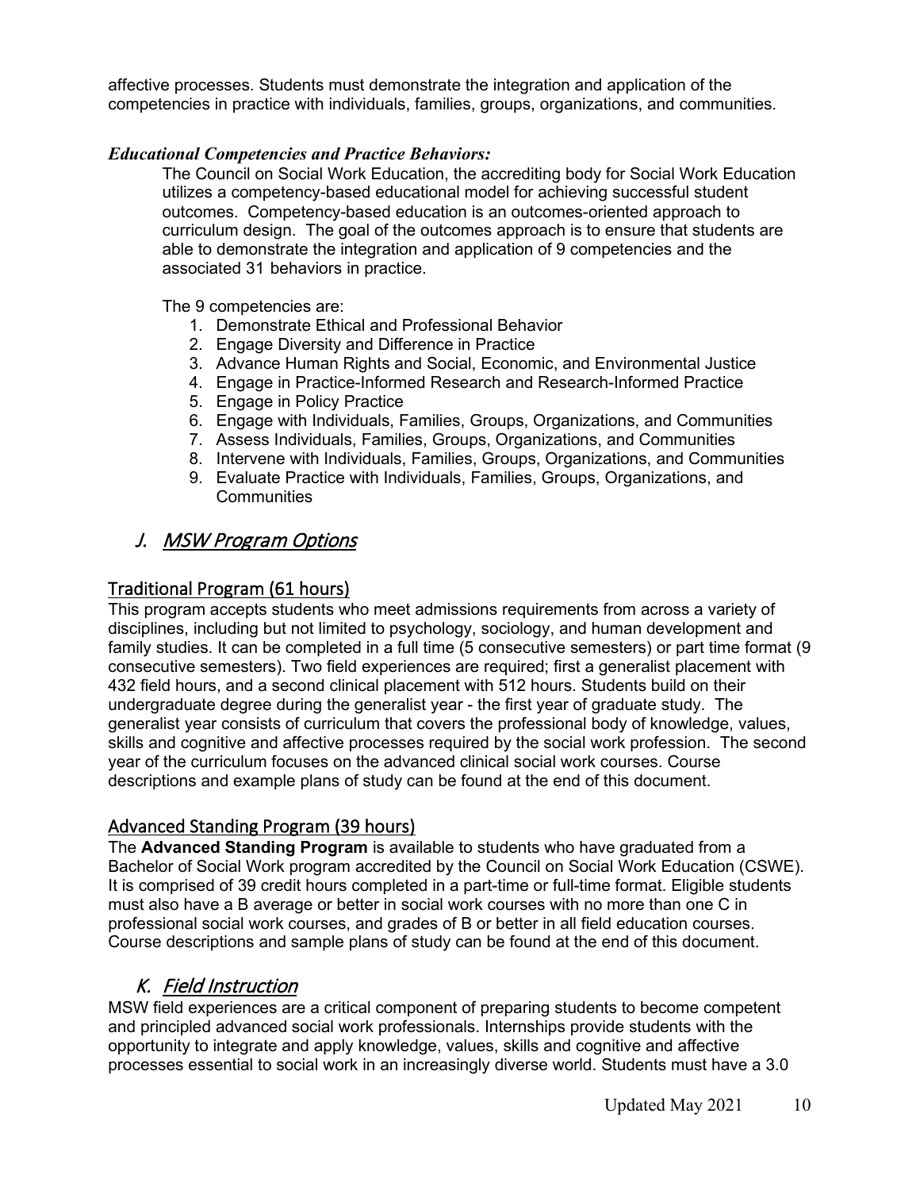affective processes. Students must demonstrate the integration and application of the competencies in practice with individuals, families, groups, organizations, and communities.

***Educational Competencies and Practice Behaviors:***

The Council on Social Work Education, the accrediting body for Social Work Education utilizes a competency-based educational model for achieving successful student outcomes. Competency-based education is an outcomes-oriented approach to curriculum design. The goal of the outcomes approach is to ensure that students are able to demonstrate the integration and application of 9 competencies and the associated 31 behaviors in practice.

The 9 competencies are:

1. Demonstrate Ethical and Professional Behavior
2. Engage Diversity and Difference in Practice
3. Advance Human Rights and Social, Economic, and Environmental Justice
4. Engage in Practice-Informed Research and Research-Informed Practice
5. Engage in Policy Practice
6. Engage with Individuals, Families, Groups, Organizations, and Communities
7. Assess Individuals, Families, Groups, Organizations, and Communities
8. Intervene with Individuals, Families, Groups, Organizations, and Communities
9. Evaluate Practice with Individuals, Families, Groups, Organizations, and Communities

## J. *MSW Program Options*

### Traditional Program (61 hours)

This program accepts students who meet admissions requirements from across a variety of disciplines, including but not limited to psychology, sociology, and human development and family studies. It can be completed in a full time (5 consecutive semesters) or part time format (9 consecutive semesters). Two field experiences are required; first a generalist placement with 432 field hours, and a second clinical placement with 512 hours. Students build on their undergraduate degree during the generalist year - the first year of graduate study. The generalist year consists of curriculum that covers the professional body of knowledge, values, skills and cognitive and affective processes required by the social work profession. The second year of the curriculum focuses on the advanced clinical social work courses. Course descriptions and example plans of study can be found at the end of this document.

### Advanced Standing Program (39 hours)

The **Advanced Standing Program** is available to students who have graduated from a Bachelor of Social Work program accredited by the Council on Social Work Education (CSWE). It is comprised of 39 credit hours completed in a part-time or full-time format. Eligible students must also have a B average or better in social work courses with no more than one C in professional social work courses, and grades of B or better in all field education courses. Course descriptions and sample plans of study can be found at the end of this document.

## K. *Field Instruction*

MSW field experiences are a critical component of preparing students to become competent and principled advanced social work professionals. Internships provide students with the opportunity to integrate and apply knowledge, values, skills and cognitive and affective processes essential to social work in an increasingly diverse world. Students must have a 3.0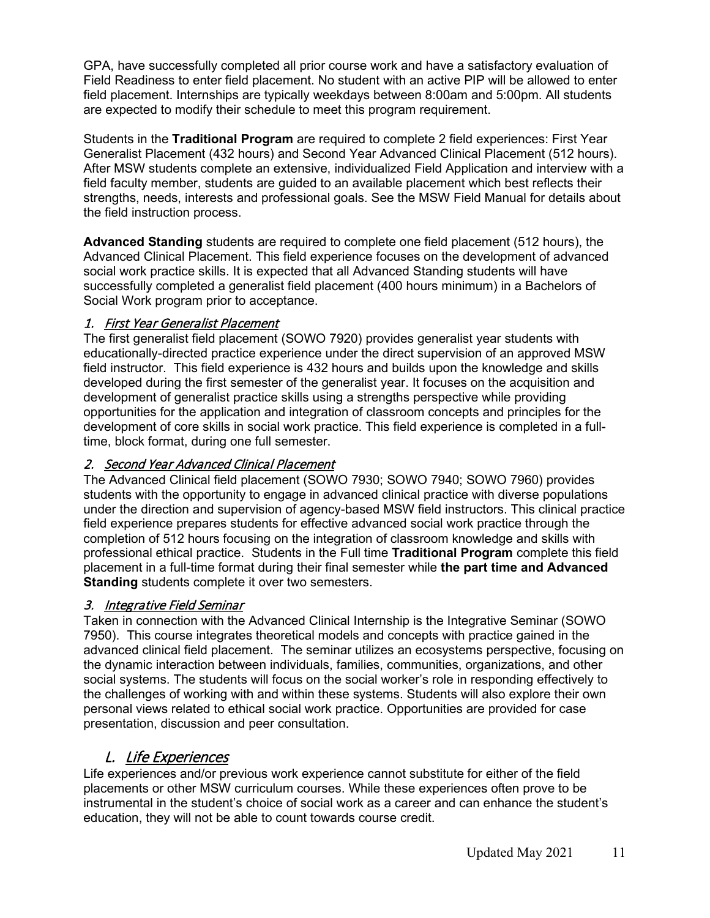GPA, have successfully completed all prior course work and have a satisfactory evaluation of Field Readiness to enter field placement. No student with an active PIP will be allowed to enter field placement. Internships are typically weekdays between 8:00am and 5:00pm. All students are expected to modify their schedule to meet this program requirement.

Students in the **Traditional Program** are required to complete 2 field experiences: First Year Generalist Placement (432 hours) and Second Year Advanced Clinical Placement (512 hours). After MSW students complete an extensive, individualized Field Application and interview with a field faculty member, students are guided to an available placement which best reflects their strengths, needs, interests and professional goals. See the MSW Field Manual for details about the field instruction process.

**Advanced Standing** students are required to complete one field placement (512 hours), the Advanced Clinical Placement. This field experience focuses on the development of advanced social work practice skills. It is expected that all Advanced Standing students will have successfully completed a generalist field placement (400 hours minimum) in a Bachelors of Social Work program prior to acceptance.

### 1. *First Year Generalist Placement*

The first generalist field placement (SOWO 7920) provides generalist year students with educationally-directed practice experience under the direct supervision of an approved MSW field instructor. This field experience is 432 hours and builds upon the knowledge and skills developed during the first semester of the generalist year. It focuses on the acquisition and development of generalist practice skills using a strengths perspective while providing opportunities for the application and integration of classroom concepts and principles for the development of core skills in social work practice. This field experience is completed in a full-time, block format, during one full semester.

### 2. *Second Year Advanced Clinical Placement*

The Advanced Clinical field placement (SOWO 7930; SOWO 7940; SOWO 7960) provides students with the opportunity to engage in advanced clinical practice with diverse populations under the direction and supervision of agency-based MSW field instructors. This clinical practice field experience prepares students for effective advanced social work practice through the completion of 512 hours focusing on the integration of classroom knowledge and skills with professional ethical practice. Students in the Full time **Traditional Program** complete this field placement in a full-time format during their final semester while **the part time and Advanced Standing** students complete it over two semesters.

### 3. *Integrative Field Seminar*

Taken in connection with the Advanced Clinical Internship is the Integrative Seminar (SOWO 7950). This course integrates theoretical models and concepts with practice gained in the advanced clinical field placement. The seminar utilizes an ecosystems perspective, focusing on the dynamic interaction between individuals, families, communities, organizations, and other social systems. The students will focus on the social worker's role in responding effectively to the challenges of working with and within these systems. Students will also explore their own personal views related to ethical social work practice. Opportunities are provided for case presentation, discussion and peer consultation.

## L. *Life Experiences*

Life experiences and/or previous work experience cannot substitute for either of the field placements or other MSW curriculum courses. While these experiences often prove to be instrumental in the student's choice of social work as a career and can enhance the student's education, they will not be able to count towards course credit.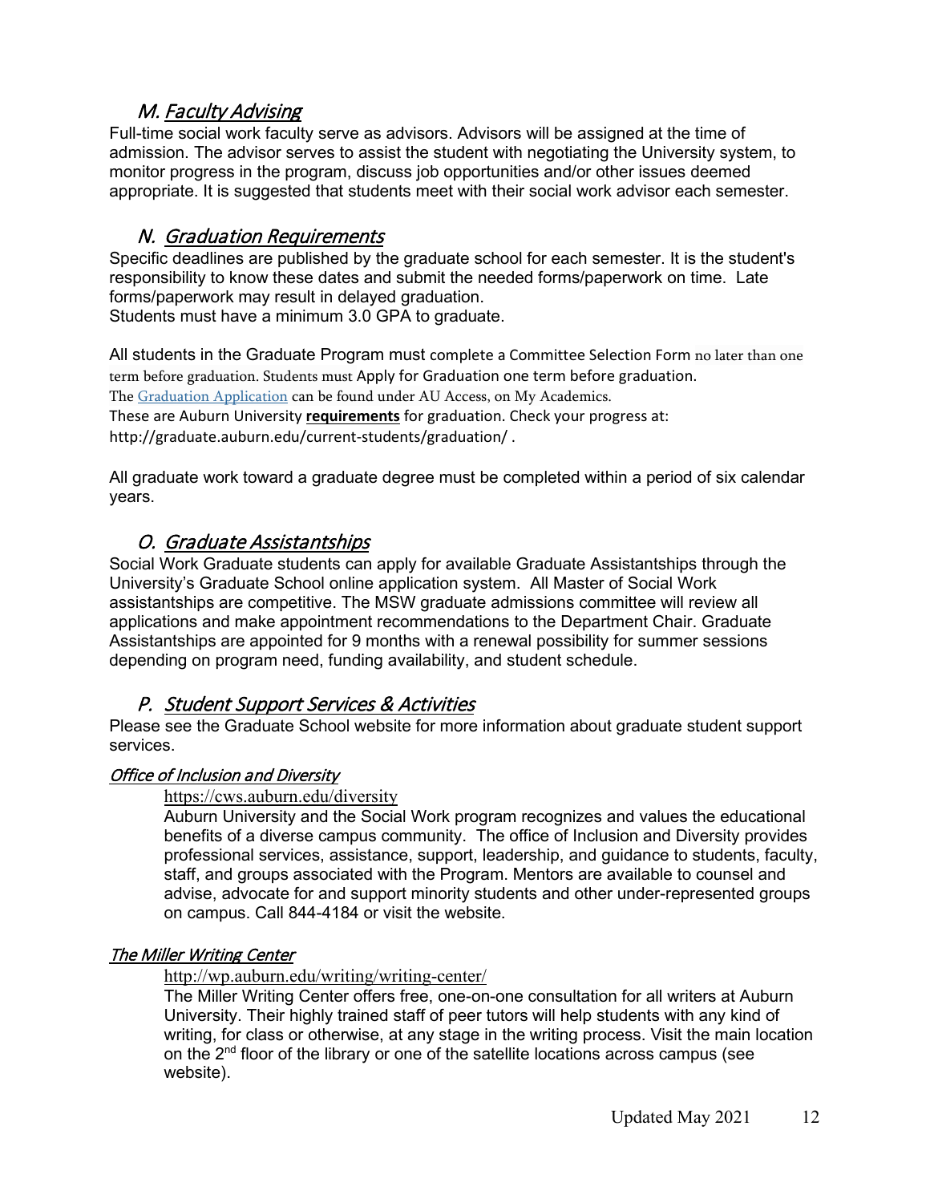## M. *Faculty Advising*

Full-time social work faculty serve as advisors. Advisors will be assigned at the time of admission. The advisor serves to assist the student with negotiating the University system, to monitor progress in the program, discuss job opportunities and/or other issues deemed appropriate. It is suggested that students meet with their social work advisor each semester.

## N. *Graduation Requirements*

Specific deadlines are published by the graduate school for each semester. It is the student's responsibility to know these dates and submit the needed forms/paperwork on time. Late forms/paperwork may result in delayed graduation.
Students must have a minimum 3.0 GPA to graduate.

All students in the Graduate Program must complete a Committee Selection Form no later than one term before graduation. Students must Apply for Graduation one term before graduation.
The Graduation Application can be found under AU Access, on My Academics.
These are Auburn University **requirements** for graduation. Check your progress at: http://graduate.auburn.edu/current-students/graduation/ .

All graduate work toward a graduate degree must be completed within a period of six calendar years.

## O. *Graduate Assistantships*

Social Work Graduate students can apply for available Graduate Assistantships through the University's Graduate School online application system. All Master of Social Work assistantships are competitive. The MSW graduate admissions committee will review all applications and make appointment recommendations to the Department Chair. Graduate Assistantships are appointed for 9 months with a renewal possibility for summer sessions depending on program need, funding availability, and student schedule.

## P. *Student Support Services & Activities*

Please see the Graduate School website for more information about graduate student support services.

### *Office of Inclusion and Diversity*

https://cws.auburn.edu/diversity

Auburn University and the Social Work program recognizes and values the educational benefits of a diverse campus community. The office of Inclusion and Diversity provides professional services, assistance, support, leadership, and guidance to students, faculty, staff, and groups associated with the Program. Mentors are available to counsel and advise, advocate for and support minority students and other under-represented groups on campus. Call 844-4184 or visit the website.

### *The Miller Writing Center*

http://wp.auburn.edu/writing/writing-center/

The Miller Writing Center offers free, one-on-one consultation for all writers at Auburn University. Their highly trained staff of peer tutors will help students with any kind of writing, for class or otherwise, at any stage in the writing process. Visit the main location on the 2nd floor of the library or one of the satellite locations across campus (see website).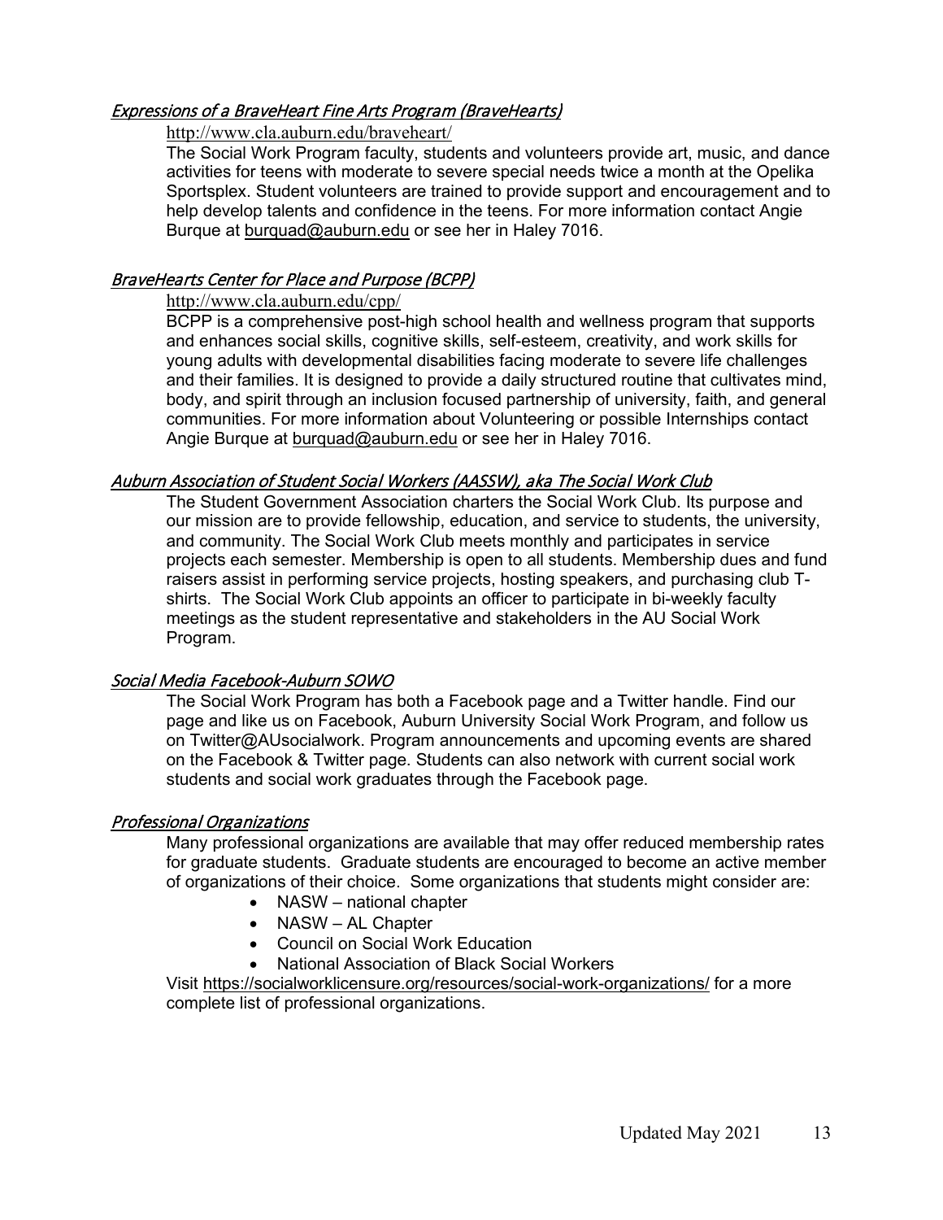### *Expressions of a BraveHeart Fine Arts Program (BraveHearts)*

http://www.cla.auburn.edu/braveheart/

The Social Work Program faculty, students and volunteers provide art, music, and dance activities for teens with moderate to severe special needs twice a month at the Opelika Sportsplex. Student volunteers are trained to provide support and encouragement and to help develop talents and confidence in the teens. For more information contact Angie Burque at burquad@auburn.edu or see her in Haley 7016.

### *BraveHearts Center for Place and Purpose (BCPP)*

http://www.cla.auburn.edu/cpp/

BCPP is a comprehensive post-high school health and wellness program that supports and enhances social skills, cognitive skills, self-esteem, creativity, and work skills for young adults with developmental disabilities facing moderate to severe life challenges and their families. It is designed to provide a daily structured routine that cultivates mind, body, and spirit through an inclusion focused partnership of university, faith, and general communities. For more information about Volunteering or possible Internships contact Angie Burque at burquad@auburn.edu or see her in Haley 7016.

### *Auburn Association of Student Social Workers (AASSW), aka The Social Work Club*

The Student Government Association charters the Social Work Club. Its purpose and our mission are to provide fellowship, education, and service to students, the university, and community. The Social Work Club meets monthly and participates in service projects each semester. Membership is open to all students. Membership dues and fund raisers assist in performing service projects, hosting speakers, and purchasing club T-shirts. The Social Work Club appoints an officer to participate in bi-weekly faculty meetings as the student representative and stakeholders in the AU Social Work Program.

### *Social Media Facebook-Auburn SOWO*

The Social Work Program has both a Facebook page and a Twitter handle. Find our page and like us on Facebook, Auburn University Social Work Program, and follow us on Twitter@AUsocialwork. Program announcements and upcoming events are shared on the Facebook & Twitter page. Students can also network with current social work students and social work graduates through the Facebook page.

### *Professional Organizations*

Many professional organizations are available that may offer reduced membership rates for graduate students. Graduate students are encouraged to become an active member of organizations of their choice. Some organizations that students might consider are:

- NASW – national chapter
- NASW – AL Chapter
- Council on Social Work Education
- National Association of Black Social Workers

Visit https://socialworklicensure.org/resources/social-work-organizations/ for a more complete list of professional organizations.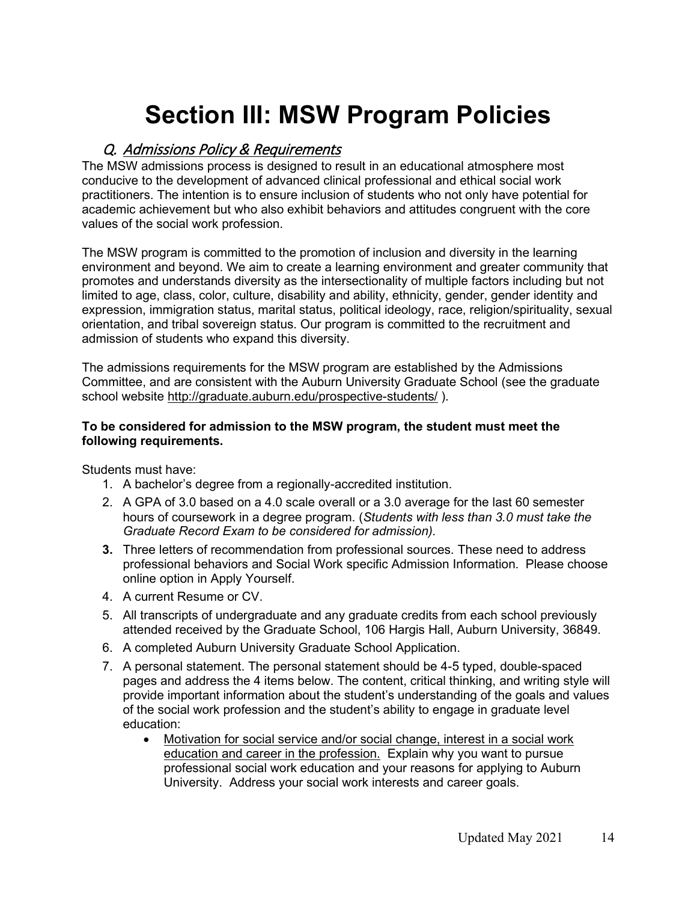# Section III: MSW Program Policies

## Q. Admissions Policy & Requirements

The MSW admissions process is designed to result in an educational atmosphere most conducive to the development of advanced clinical professional and ethical social work practitioners. The intention is to ensure inclusion of students who not only have potential for academic achievement but who also exhibit behaviors and attitudes congruent with the core values of the social work profession.

The MSW program is committed to the promotion of inclusion and diversity in the learning environment and beyond. We aim to create a learning environment and greater community that promotes and understands diversity as the intersectionality of multiple factors including but not limited to age, class, color, culture, disability and ability, ethnicity, gender, gender identity and expression, immigration status, marital status, political ideology, race, religion/spirituality, sexual orientation, and tribal sovereign status. Our program is committed to the recruitment and admission of students who expand this diversity.

The admissions requirements for the MSW program are established by the Admissions Committee, and are consistent with the Auburn University Graduate School (see the graduate school website http://graduate.auburn.edu/prospective-students/ ).

**To be considered for admission to the MSW program, the student must meet the following requirements.**

Students must have:

1. A bachelor's degree from a regionally-accredited institution.
2. A GPA of 3.0 based on a 4.0 scale overall or a 3.0 average for the last 60 semester hours of coursework in a degree program. (*Students with less than 3.0 must take the Graduate Record Exam to be considered for admission).*
3. Three letters of recommendation from professional sources. These need to address professional behaviors and Social Work specific Admission Information. Please choose online option in Apply Yourself.
4. A current Resume or CV.
5. All transcripts of undergraduate and any graduate credits from each school previously attended received by the Graduate School, 106 Hargis Hall, Auburn University, 36849.
6. A completed Auburn University Graduate School Application.
7. A personal statement. The personal statement should be 4-5 typed, double-spaced pages and address the 4 items below. The content, critical thinking, and writing style will provide important information about the student's understanding of the goals and values of the social work profession and the student's ability to engage in graduate level education:
   - <u>Motivation for social service and/or social change, interest in a social work education and career in the profession.</u> Explain why you want to pursue professional social work education and your reasons for applying to Auburn University. Address your social work interests and career goals.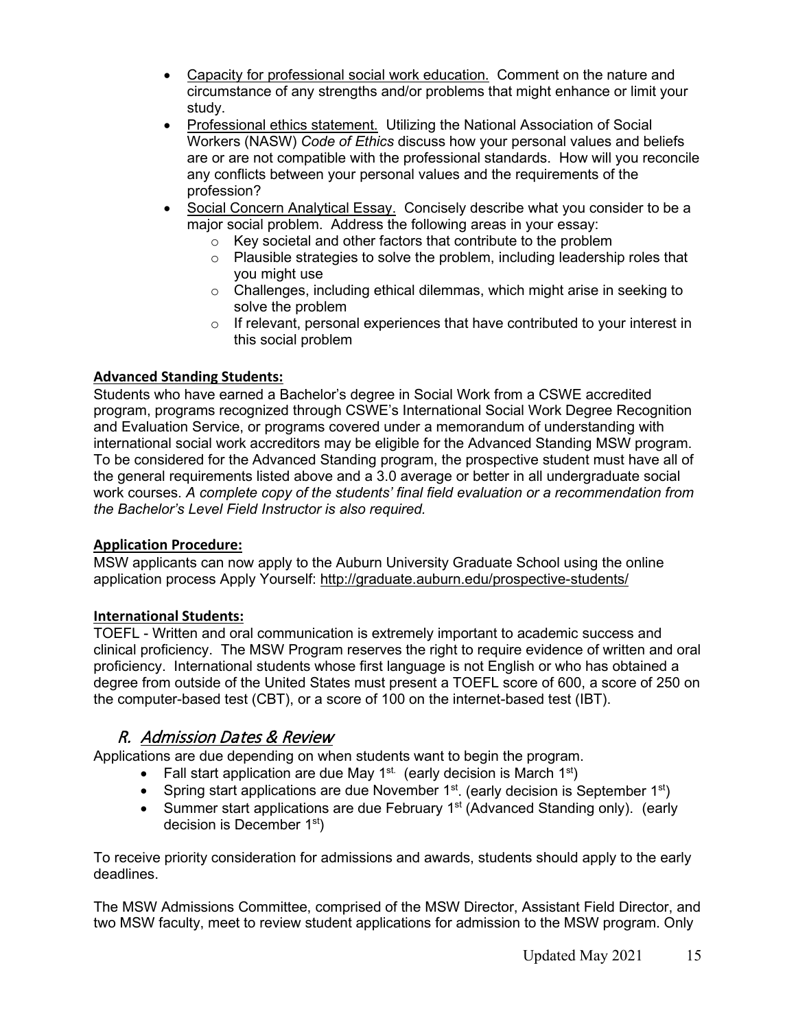- Capacity for professional social work education. Comment on the nature and circumstance of any strengths and/or problems that might enhance or limit your study.
- Professional ethics statement. Utilizing the National Association of Social Workers (NASW) *Code of Ethics* discuss how your personal values and beliefs are or are not compatible with the professional standards. How will you reconcile any conflicts between your personal values and the requirements of the profession?
- Social Concern Analytical Essay. Concisely describe what you consider to be a major social problem. Address the following areas in your essay:
  - Key societal and other factors that contribute to the problem
  - Plausible strategies to solve the problem, including leadership roles that you might use
  - Challenges, including ethical dilemmas, which might arise in seeking to solve the problem
  - If relevant, personal experiences that have contributed to your interest in this social problem

**Advanced Standing Students:**

Students who have earned a Bachelor's degree in Social Work from a CSWE accredited program, programs recognized through CSWE's International Social Work Degree Recognition and Evaluation Service, or programs covered under a memorandum of understanding with international social work accreditors may be eligible for the Advanced Standing MSW program. To be considered for the Advanced Standing program, the prospective student must have all of the general requirements listed above and a 3.0 average or better in all undergraduate social work courses. *A complete copy of the students' final field evaluation or a recommendation from the Bachelor's Level Field Instructor is also required.*

**Application Procedure:**

MSW applicants can now apply to the Auburn University Graduate School using the online application process Apply Yourself: http://graduate.auburn.edu/prospective-students/

**International Students:**

TOEFL - Written and oral communication is extremely important to academic success and clinical proficiency. The MSW Program reserves the right to require evidence of written and oral proficiency. International students whose first language is not English or who has obtained a degree from outside of the United States must present a TOEFL score of 600, a score of 250 on the computer-based test (CBT), or a score of 100 on the internet-based test (IBT).

## R. *Admission Dates & Review*

Applications are due depending on when students want to begin the program.

- Fall start application are due May 1st. (early decision is March 1st)
- Spring start applications are due November 1st. (early decision is September 1st)
- Summer start applications are due February 1st (Advanced Standing only). (early decision is December 1st)

To receive priority consideration for admissions and awards, students should apply to the early deadlines.

The MSW Admissions Committee, comprised of the MSW Director, Assistant Field Director, and two MSW faculty, meet to review student applications for admission to the MSW program. Only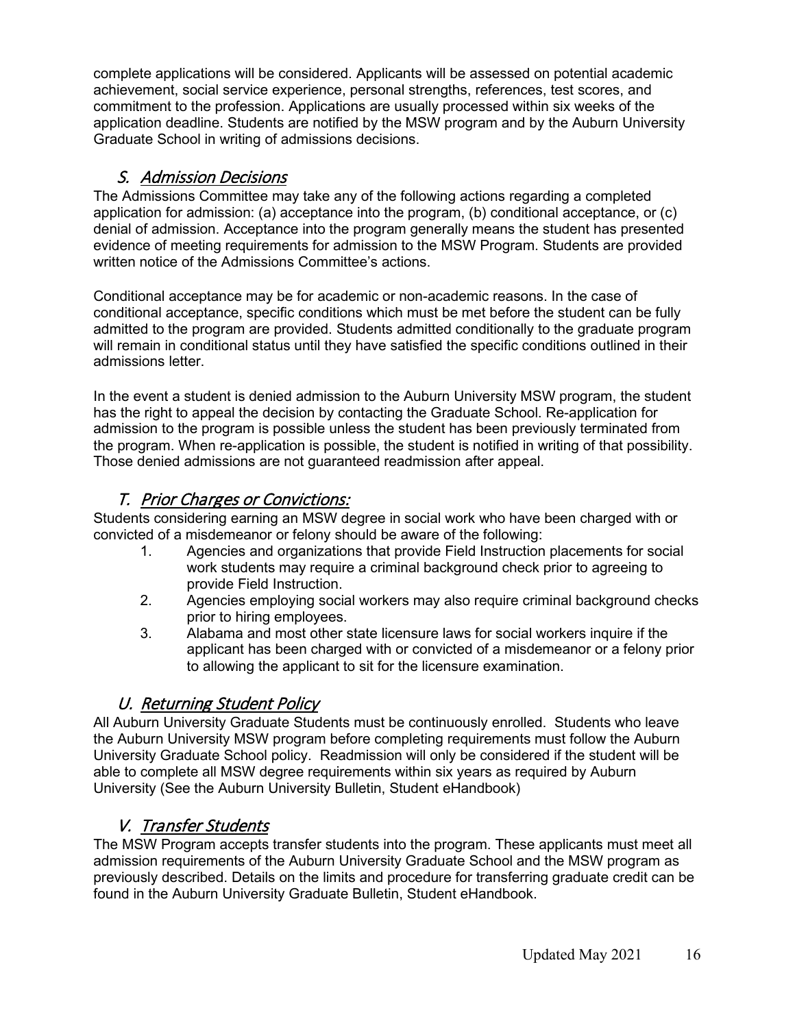complete applications will be considered. Applicants will be assessed on potential academic achievement, social service experience, personal strengths, references, test scores, and commitment to the profession. Applications are usually processed within six weeks of the application deadline. Students are notified by the MSW program and by the Auburn University Graduate School in writing of admissions decisions.

## *S. Admission Decisions*

The Admissions Committee may take any of the following actions regarding a completed application for admission: (a) acceptance into the program, (b) conditional acceptance, or (c) denial of admission. Acceptance into the program generally means the student has presented evidence of meeting requirements for admission to the MSW Program. Students are provided written notice of the Admissions Committee's actions.

Conditional acceptance may be for academic or non-academic reasons. In the case of conditional acceptance, specific conditions which must be met before the student can be fully admitted to the program are provided. Students admitted conditionally to the graduate program will remain in conditional status until they have satisfied the specific conditions outlined in their admissions letter.

In the event a student is denied admission to the Auburn University MSW program, the student has the right to appeal the decision by contacting the Graduate School. Re-application for admission to the program is possible unless the student has been previously terminated from the program. When re-application is possible, the student is notified in writing of that possibility. Those denied admissions are not guaranteed readmission after appeal.

## *T. Prior Charges or Convictions:*

Students considering earning an MSW degree in social work who have been charged with or convicted of a misdemeanor or felony should be aware of the following:

1. Agencies and organizations that provide Field Instruction placements for social work students may require a criminal background check prior to agreeing to provide Field Instruction.
2. Agencies employing social workers may also require criminal background checks prior to hiring employees.
3. Alabama and most other state licensure laws for social workers inquire if the applicant has been charged with or convicted of a misdemeanor or a felony prior to allowing the applicant to sit for the licensure examination.

## *U. Returning Student Policy*

All Auburn University Graduate Students must be continuously enrolled. Students who leave the Auburn University MSW program before completing requirements must follow the Auburn University Graduate School policy. Readmission will only be considered if the student will be able to complete all MSW degree requirements within six years as required by Auburn University (See the Auburn University Bulletin, Student eHandbook)

## *V. Transfer Students*

The MSW Program accepts transfer students into the program. These applicants must meet all admission requirements of the Auburn University Graduate School and the MSW program as previously described. Details on the limits and procedure for transferring graduate credit can be found in the Auburn University Graduate Bulletin, Student eHandbook.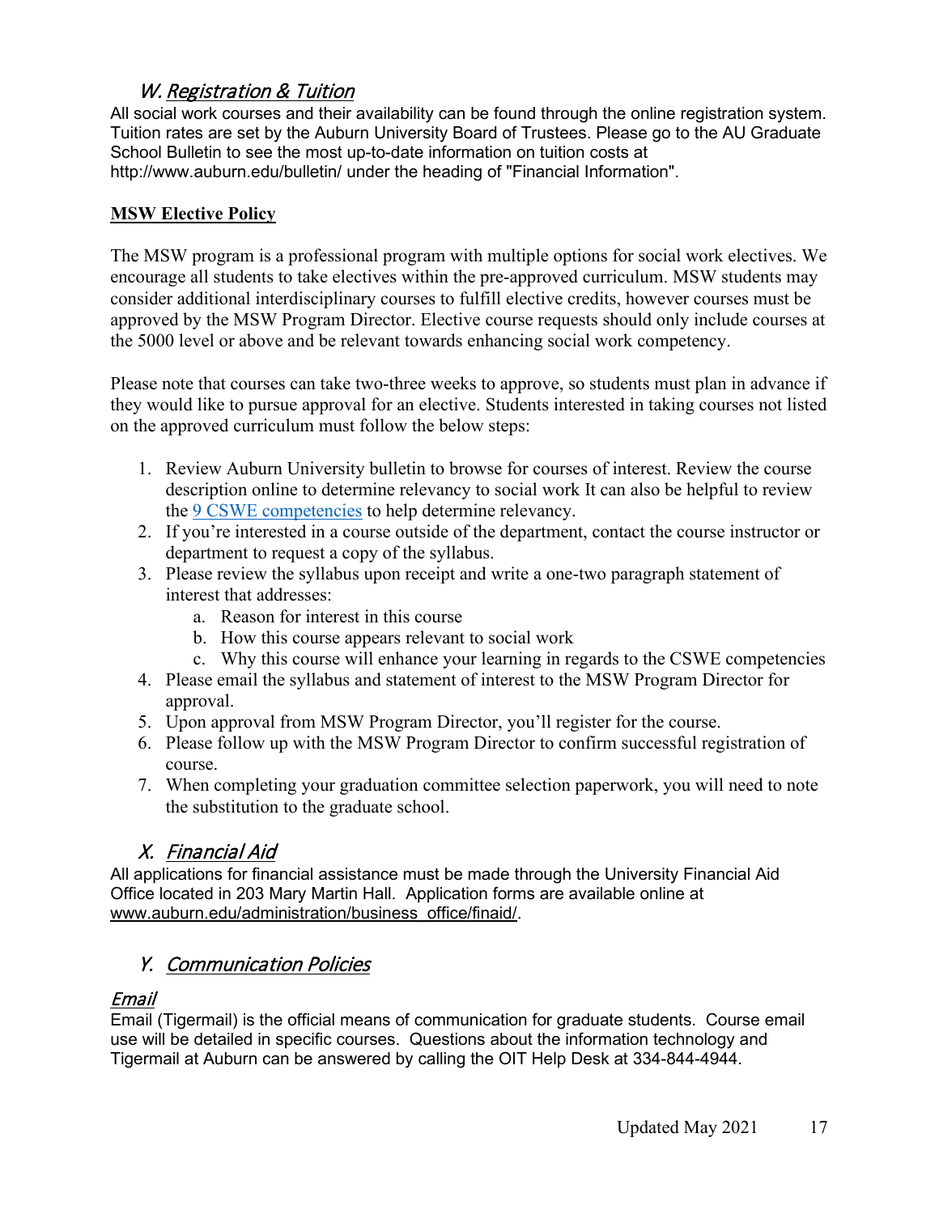## W. Registration & Tuition

All social work courses and their availability can be found through the online registration system. Tuition rates are set by the Auburn University Board of Trustees. Please go to the AU Graduate School Bulletin to see the most up-to-date information on tuition costs at http://www.auburn.edu/bulletin/ under the heading of "Financial Information".

**MSW Elective Policy**

The MSW program is a professional program with multiple options for social work electives. We encourage all students to take electives within the pre-approved curriculum. MSW students may consider additional interdisciplinary courses to fulfill elective credits, however courses must be approved by the MSW Program Director. Elective course requests should only include courses at the 5000 level or above and be relevant towards enhancing social work competency.

Please note that courses can take two-three weeks to approve, so students must plan in advance if they would like to pursue approval for an elective. Students interested in taking courses not listed on the approved curriculum must follow the below steps:

1. Review Auburn University bulletin to browse for courses of interest. Review the course description online to determine relevancy to social work It can also be helpful to review the 9 CSWE competencies to help determine relevancy.
2. If you're interested in a course outside of the department, contact the course instructor or department to request a copy of the syllabus.
3. Please review the syllabus upon receipt and write a one-two paragraph statement of interest that addresses:
   a. Reason for interest in this course
   b. How this course appears relevant to social work
   c. Why this course will enhance your learning in regards to the CSWE competencies
4. Please email the syllabus and statement of interest to the MSW Program Director for approval.
5. Upon approval from MSW Program Director, you'll register for the course.
6. Please follow up with the MSW Program Director to confirm successful registration of course.
7. When completing your graduation committee selection paperwork, you will need to note the substitution to the graduate school.

## X. Financial Aid

All applications for financial assistance must be made through the University Financial Aid Office located in 203 Mary Martin Hall. Application forms are available online at www.auburn.edu/administration/business_office/finaid/.

## Y. Communication Policies

### Email

Email (Tigermail) is the official means of communication for graduate students. Course email use will be detailed in specific courses. Questions about the information technology and Tigermail at Auburn can be answered by calling the OIT Help Desk at 334-844-4944.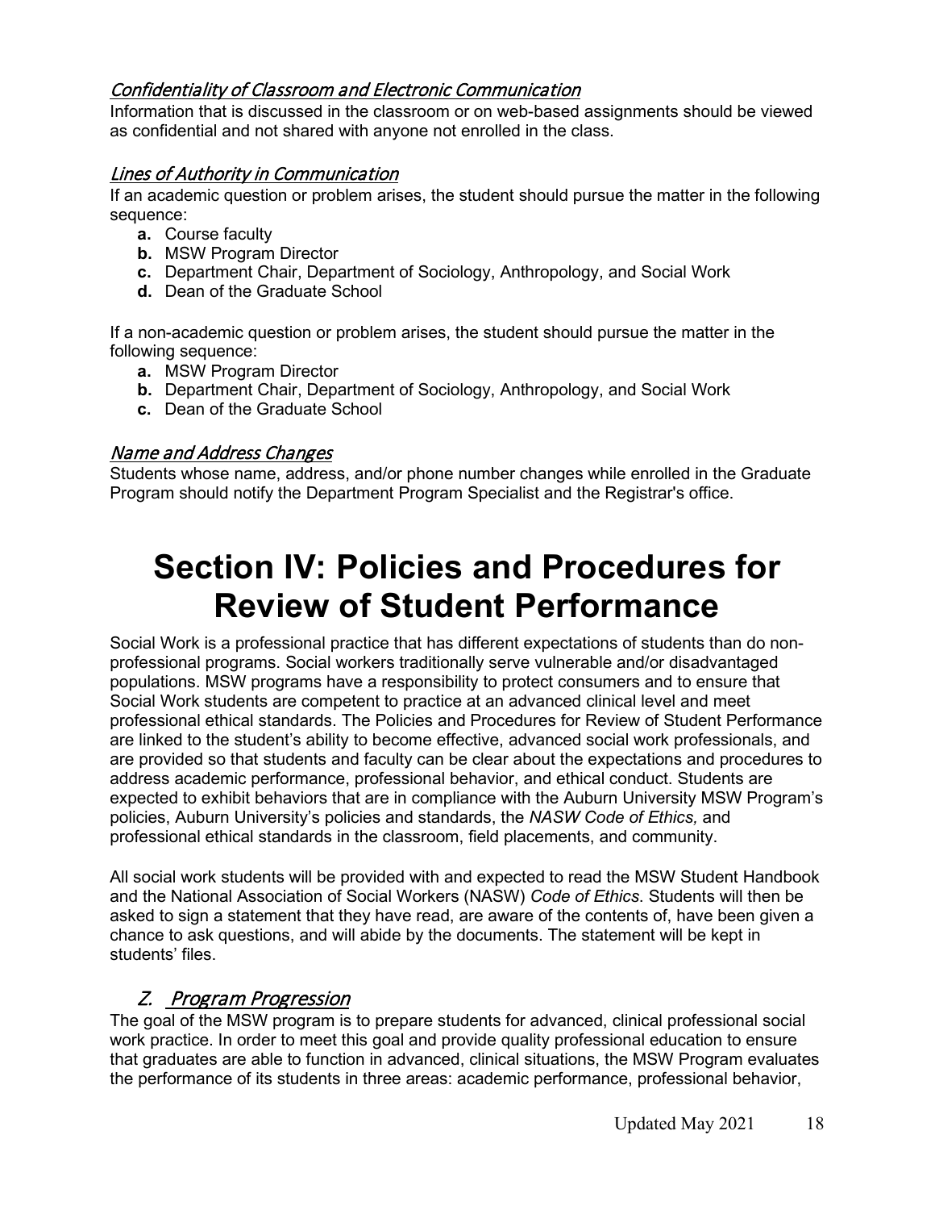### *Confidentiality of Classroom and Electronic Communication*

Information that is discussed in the classroom or on web-based assignments should be viewed as confidential and not shared with anyone not enrolled in the class.

### *Lines of Authority in Communication*

If an academic question or problem arises, the student should pursue the matter in the following sequence:

- **a.** Course faculty
- **b.** MSW Program Director
- **c.** Department Chair, Department of Sociology, Anthropology, and Social Work
- **d.** Dean of the Graduate School

If a non-academic question or problem arises, the student should pursue the matter in the following sequence:

- **a.** MSW Program Director
- **b.** Department Chair, Department of Sociology, Anthropology, and Social Work
- **c.** Dean of the Graduate School

### *Name and Address Changes*

Students whose name, address, and/or phone number changes while enrolled in the Graduate Program should notify the Department Program Specialist and the Registrar's office.

# Section IV: Policies and Procedures for Review of Student Performance

Social Work is a professional practice that has different expectations of students than do non-professional programs. Social workers traditionally serve vulnerable and/or disadvantaged populations. MSW programs have a responsibility to protect consumers and to ensure that Social Work students are competent to practice at an advanced clinical level and meet professional ethical standards. The Policies and Procedures for Review of Student Performance are linked to the student's ability to become effective, advanced social work professionals, and are provided so that students and faculty can be clear about the expectations and procedures to address academic performance, professional behavior, and ethical conduct. Students are expected to exhibit behaviors that are in compliance with the Auburn University MSW Program's policies, Auburn University's policies and standards, the *NASW Code of Ethics,* and professional ethical standards in the classroom, field placements, and community.

All social work students will be provided with and expected to read the MSW Student Handbook and the National Association of Social Workers (NASW) *Code of Ethics*. Students will then be asked to sign a statement that they have read, are aware of the contents of, have been given a chance to ask questions, and will abide by the documents. The statement will be kept in students' files.

## *Z. Program Progression*

The goal of the MSW program is to prepare students for advanced, clinical professional social work practice. In order to meet this goal and provide quality professional education to ensure that graduates are able to function in advanced, clinical situations, the MSW Program evaluates the performance of its students in three areas: academic performance, professional behavior,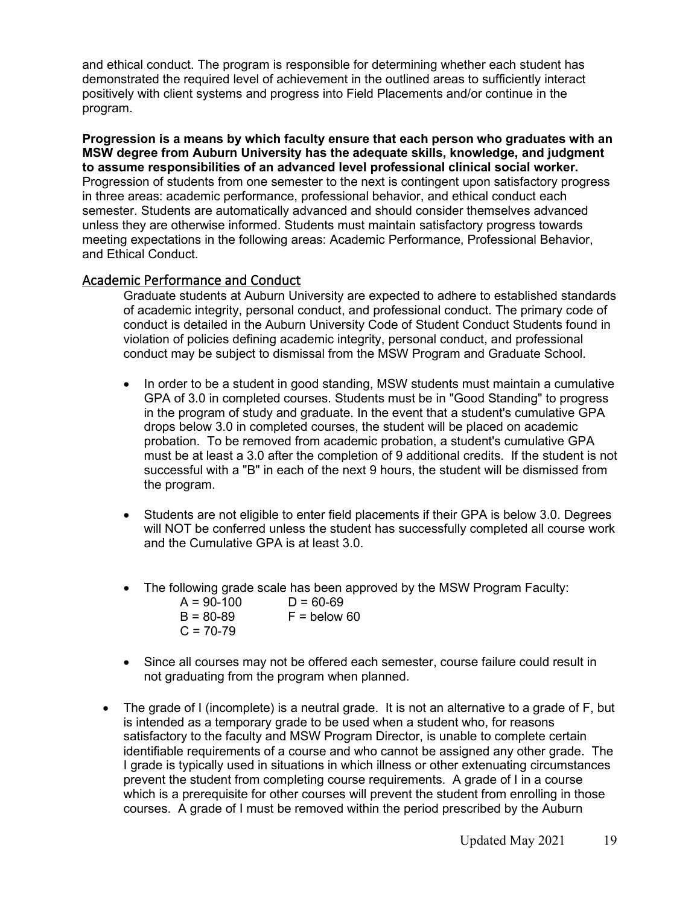and ethical conduct. The program is responsible for determining whether each student has demonstrated the required level of achievement in the outlined areas to sufficiently interact positively with client systems and progress into Field Placements and/or continue in the program.

**Progression is a means by which faculty ensure that each person who graduates with an MSW degree from Auburn University has the adequate skills, knowledge, and judgment to assume responsibilities of an advanced level professional clinical social worker.** Progression of students from one semester to the next is contingent upon satisfactory progress in three areas: academic performance, professional behavior, and ethical conduct each semester. Students are automatically advanced and should consider themselves advanced unless they are otherwise informed. Students must maintain satisfactory progress towards meeting expectations in the following areas: Academic Performance, Professional Behavior, and Ethical Conduct.

## Academic Performance and Conduct

Graduate students at Auburn University are expected to adhere to established standards of academic integrity, personal conduct, and professional conduct. The primary code of conduct is detailed in the Auburn University Code of Student Conduct Students found in violation of policies defining academic integrity, personal conduct, and professional conduct may be subject to dismissal from the MSW Program and Graduate School.

- In order to be a student in good standing, MSW students must maintain a cumulative GPA of 3.0 in completed courses. Students must be in "Good Standing" to progress in the program of study and graduate. In the event that a student's cumulative GPA drops below 3.0 in completed courses, the student will be placed on academic probation. To be removed from academic probation, a student's cumulative GPA must be at least a 3.0 after the completion of 9 additional credits. If the student is not successful with a "B" in each of the next 9 hours, the student will be dismissed from the program.

- Students are not eligible to enter field placements if their GPA is below 3.0. Degrees will NOT be conferred unless the student has successfully completed all course work and the Cumulative GPA is at least 3.0.

- The following grade scale has been approved by the MSW Program Faculty:

  A = 90-100 D = 60-69
  B = 80-89 F = below 60
  C = 70-79

- Since all courses may not be offered each semester, course failure could result in not graduating from the program when planned.

- The grade of I (incomplete) is a neutral grade. It is not an alternative to a grade of F, but is intended as a temporary grade to be used when a student who, for reasons satisfactory to the faculty and MSW Program Director, is unable to complete certain identifiable requirements of a course and who cannot be assigned any other grade. The I grade is typically used in situations in which illness or other extenuating circumstances prevent the student from completing course requirements. A grade of I in a course which is a prerequisite for other courses will prevent the student from enrolling in those courses. A grade of I must be removed within the period prescribed by the Auburn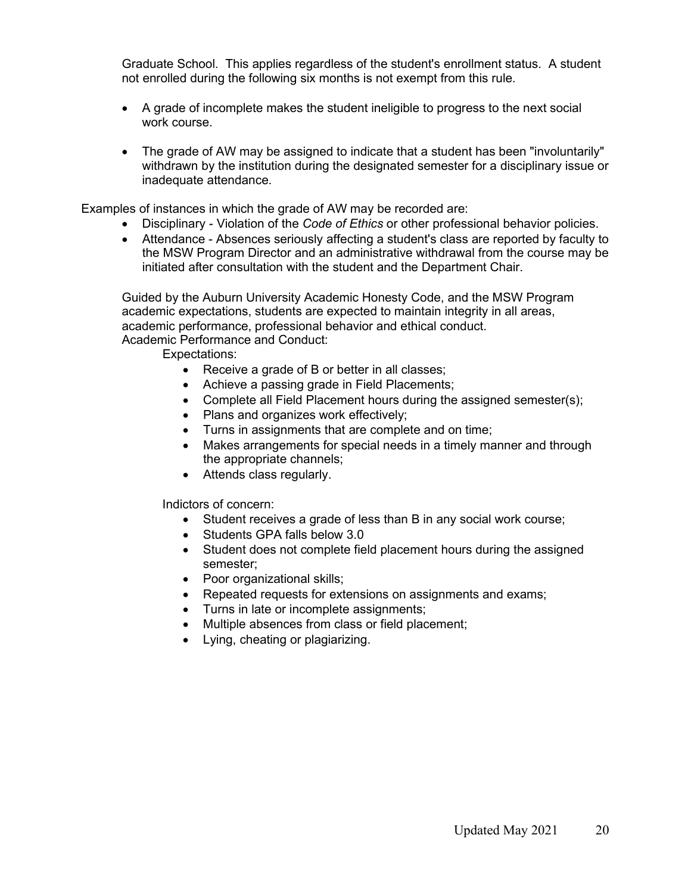Graduate School. This applies regardless of the student's enrollment status. A student not enrolled during the following six months is not exempt from this rule.

- A grade of incomplete makes the student ineligible to progress to the next social work course.
- The grade of AW may be assigned to indicate that a student has been "involuntarily" withdrawn by the institution during the designated semester for a disciplinary issue or inadequate attendance.

Examples of instances in which the grade of AW may be recorded are:

- Disciplinary - Violation of the *Code of Ethics* or other professional behavior policies.
- Attendance - Absences seriously affecting a student's class are reported by faculty to the MSW Program Director and an administrative withdrawal from the course may be initiated after consultation with the student and the Department Chair.

Guided by the Auburn University Academic Honesty Code, and the MSW Program academic expectations, students are expected to maintain integrity in all areas, academic performance, professional behavior and ethical conduct.

Academic Performance and Conduct:

Expectations:

- Receive a grade of B or better in all classes;
- Achieve a passing grade in Field Placements;
- Complete all Field Placement hours during the assigned semester(s);
- Plans and organizes work effectively;
- Turns in assignments that are complete and on time;
- Makes arrangements for special needs in a timely manner and through the appropriate channels;
- Attends class regularly.

Indictors of concern:

- Student receives a grade of less than B in any social work course;
- Students GPA falls below 3.0
- Student does not complete field placement hours during the assigned semester;
- Poor organizational skills;
- Repeated requests for extensions on assignments and exams;
- Turns in late or incomplete assignments;
- Multiple absences from class or field placement;
- Lying, cheating or plagiarizing.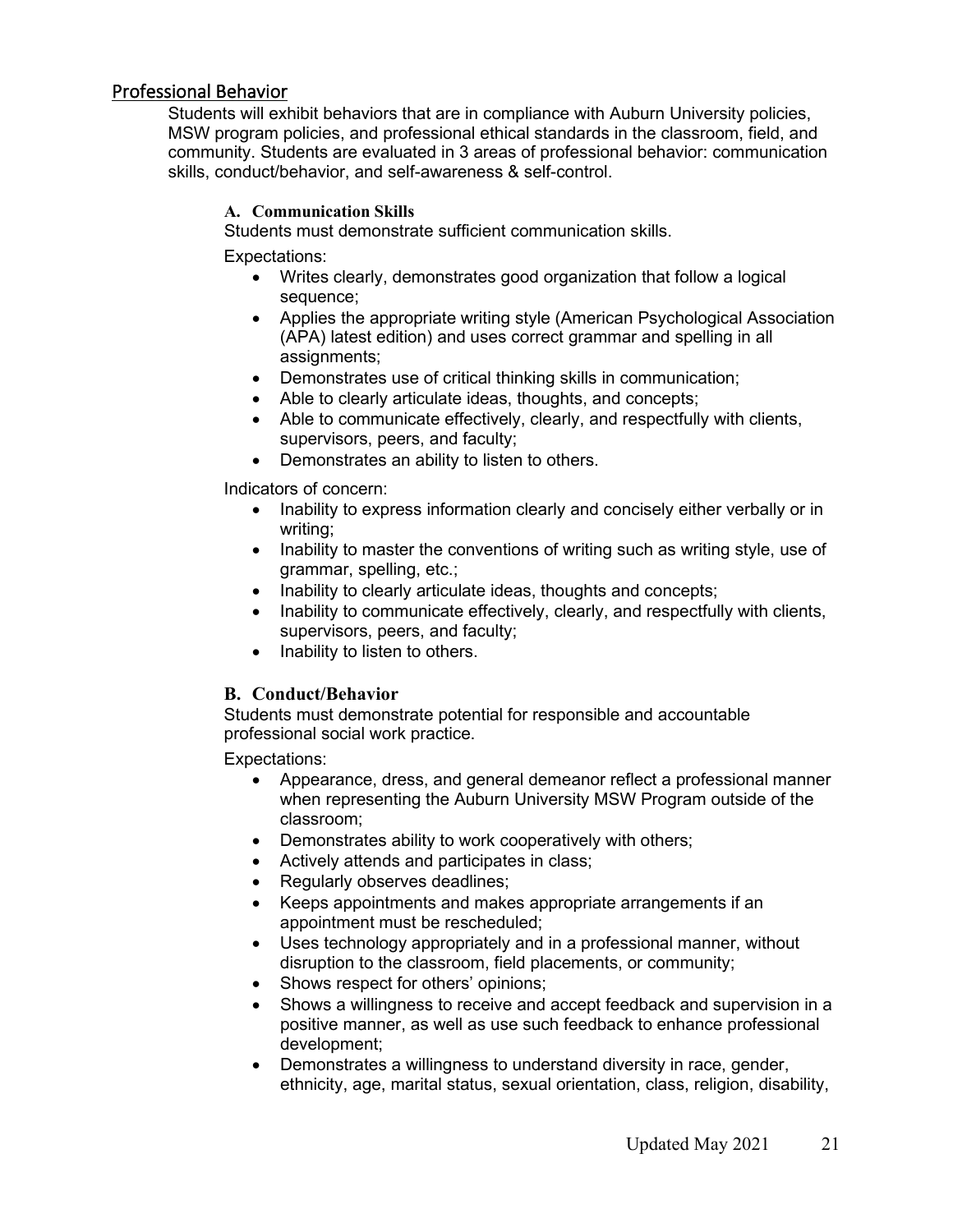## Professional Behavior

Students will exhibit behaviors that are in compliance with Auburn University policies, MSW program policies, and professional ethical standards in the classroom, field, and community. Students are evaluated in 3 areas of professional behavior: communication skills, conduct/behavior, and self-awareness & self-control.

### A. Communication Skills

Students must demonstrate sufficient communication skills.

Expectations:

- Writes clearly, demonstrates good organization that follow a logical sequence;
- Applies the appropriate writing style (American Psychological Association (APA) latest edition) and uses correct grammar and spelling in all assignments;
- Demonstrates use of critical thinking skills in communication;
- Able to clearly articulate ideas, thoughts, and concepts;
- Able to communicate effectively, clearly, and respectfully with clients, supervisors, peers, and faculty;
- Demonstrates an ability to listen to others.

Indicators of concern:

- Inability to express information clearly and concisely either verbally or in writing;
- Inability to master the conventions of writing such as writing style, use of grammar, spelling, etc.;
- Inability to clearly articulate ideas, thoughts and concepts;
- Inability to communicate effectively, clearly, and respectfully with clients, supervisors, peers, and faculty;
- Inability to listen to others.

### B. Conduct/Behavior

Students must demonstrate potential for responsible and accountable professional social work practice.

Expectations:

- Appearance, dress, and general demeanor reflect a professional manner when representing the Auburn University MSW Program outside of the classroom;
- Demonstrates ability to work cooperatively with others;
- Actively attends and participates in class;
- Regularly observes deadlines;
- Keeps appointments and makes appropriate arrangements if an appointment must be rescheduled;
- Uses technology appropriately and in a professional manner, without disruption to the classroom, field placements, or community;
- Shows respect for others' opinions;
- Shows a willingness to receive and accept feedback and supervision in a positive manner, as well as use such feedback to enhance professional development;
- Demonstrates a willingness to understand diversity in race, gender, ethnicity, age, marital status, sexual orientation, class, religion, disability,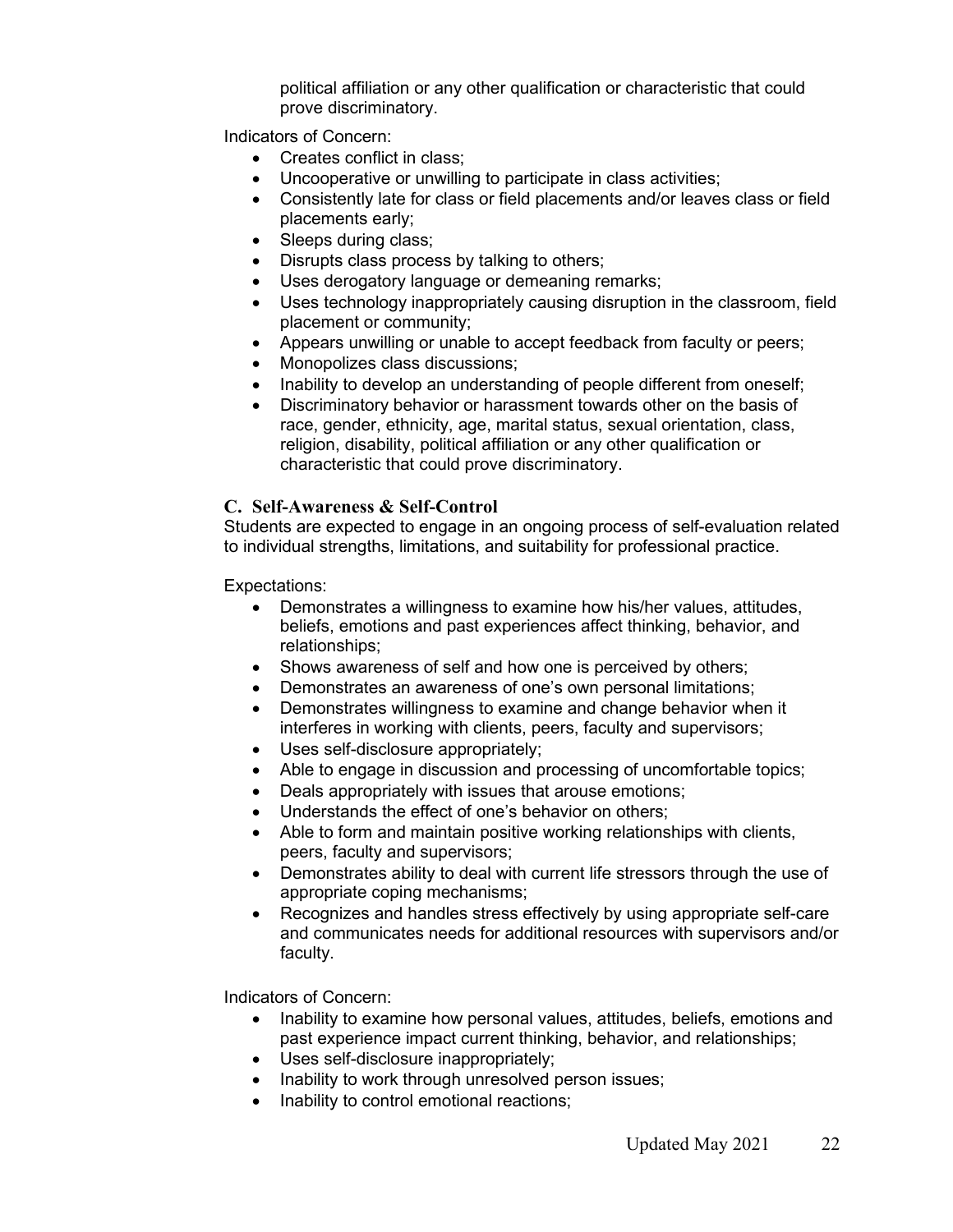political affiliation or any other qualification or characteristic that could prove discriminatory.

Indicators of Concern:

- Creates conflict in class;
- Uncooperative or unwilling to participate in class activities;
- Consistently late for class or field placements and/or leaves class or field placements early;
- Sleeps during class;
- Disrupts class process by talking to others;
- Uses derogatory language or demeaning remarks;
- Uses technology inappropriately causing disruption in the classroom, field placement or community;
- Appears unwilling or unable to accept feedback from faculty or peers;
- Monopolizes class discussions;
- Inability to develop an understanding of people different from oneself;
- Discriminatory behavior or harassment towards other on the basis of race, gender, ethnicity, age, marital status, sexual orientation, class, religion, disability, political affiliation or any other qualification or characteristic that could prove discriminatory.

### C. Self-Awareness & Self-Control

Students are expected to engage in an ongoing process of self-evaluation related to individual strengths, limitations, and suitability for professional practice.

Expectations:

- Demonstrates a willingness to examine how his/her values, attitudes, beliefs, emotions and past experiences affect thinking, behavior, and relationships;
- Shows awareness of self and how one is perceived by others;
- Demonstrates an awareness of one's own personal limitations;
- Demonstrates willingness to examine and change behavior when it interferes in working with clients, peers, faculty and supervisors;
- Uses self-disclosure appropriately;
- Able to engage in discussion and processing of uncomfortable topics;
- Deals appropriately with issues that arouse emotions;
- Understands the effect of one's behavior on others;
- Able to form and maintain positive working relationships with clients, peers, faculty and supervisors;
- Demonstrates ability to deal with current life stressors through the use of appropriate coping mechanisms;
- Recognizes and handles stress effectively by using appropriate self-care and communicates needs for additional resources with supervisors and/or faculty.

Indicators of Concern:

- Inability to examine how personal values, attitudes, beliefs, emotions and past experience impact current thinking, behavior, and relationships;
- Uses self-disclosure inappropriately;
- Inability to work through unresolved person issues;
- Inability to control emotional reactions;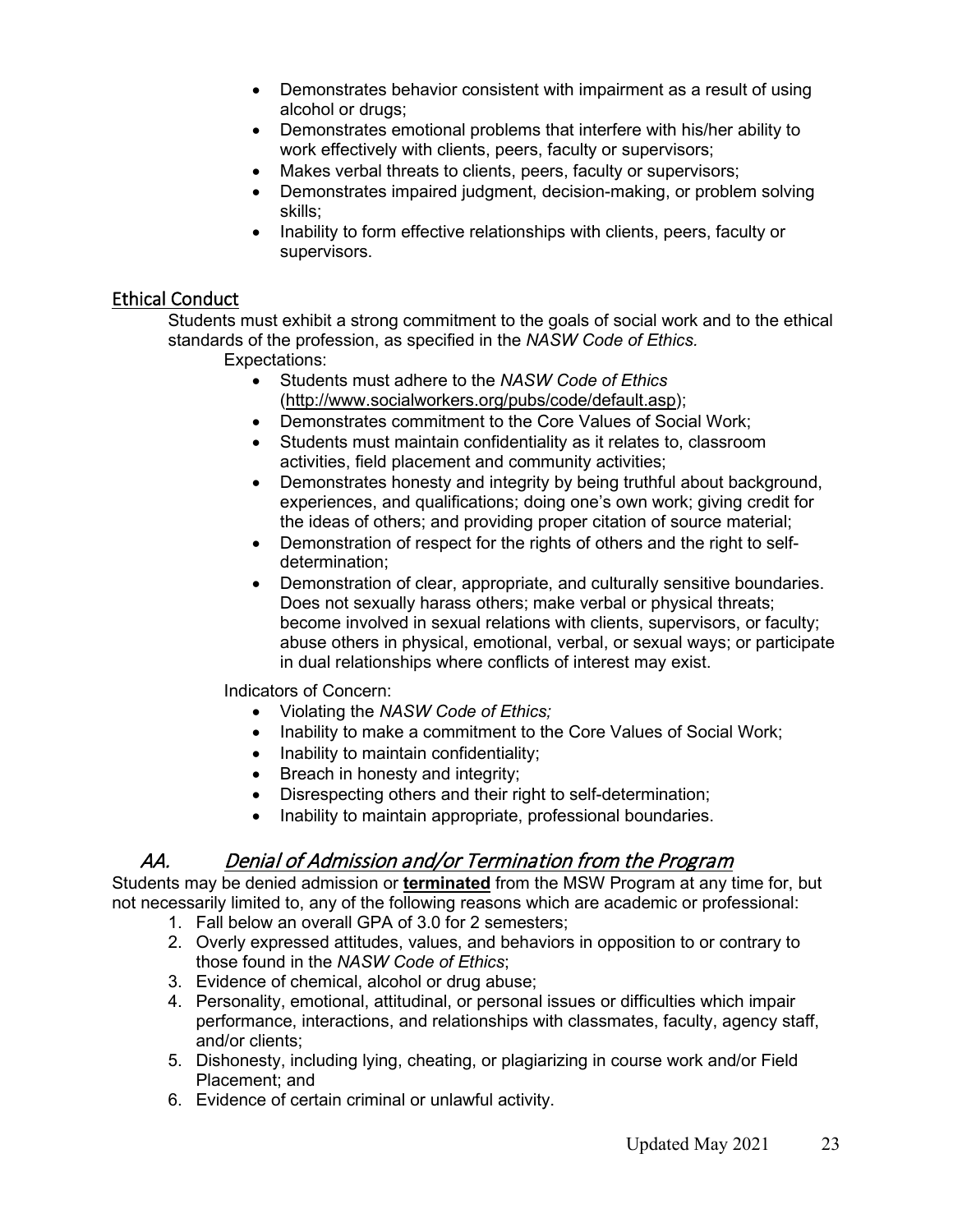- Demonstrates behavior consistent with impairment as a result of using alcohol or drugs;
- Demonstrates emotional problems that interfere with his/her ability to work effectively with clients, peers, faculty or supervisors;
- Makes verbal threats to clients, peers, faculty or supervisors;
- Demonstrates impaired judgment, decision-making, or problem solving skills;
- Inability to form effective relationships with clients, peers, faculty or supervisors.

### Ethical Conduct

Students must exhibit a strong commitment to the goals of social work and to the ethical standards of the profession, as specified in the *NASW Code of Ethics.*

Expectations:

- Students must adhere to the *NASW Code of Ethics* (http://www.socialworkers.org/pubs/code/default.asp);
- Demonstrates commitment to the Core Values of Social Work;
- Students must maintain confidentiality as it relates to, classroom activities, field placement and community activities;
- Demonstrates honesty and integrity by being truthful about background, experiences, and qualifications; doing one's own work; giving credit for the ideas of others; and providing proper citation of source material;
- Demonstration of respect for the rights of others and the right to self-determination;
- Demonstration of clear, appropriate, and culturally sensitive boundaries. Does not sexually harass others; make verbal or physical threats; become involved in sexual relations with clients, supervisors, or faculty; abuse others in physical, emotional, verbal, or sexual ways; or participate in dual relationships where conflicts of interest may exist.

Indicators of Concern:

- Violating the *NASW Code of Ethics;*
- Inability to make a commitment to the Core Values of Social Work;
- Inability to maintain confidentiality;
- Breach in honesty and integrity;
- Disrespecting others and their right to self-determination;
- Inability to maintain appropriate, professional boundaries.

## *AA. Denial of Admission and/or Termination from the Program*

Students may be denied admission or **terminated** from the MSW Program at any time for, but not necessarily limited to, any of the following reasons which are academic or professional:

1. Fall below an overall GPA of 3.0 for 2 semesters;
2. Overly expressed attitudes, values, and behaviors in opposition to or contrary to those found in the *NASW Code of Ethics*;
3. Evidence of chemical, alcohol or drug abuse;
4. Personality, emotional, attitudinal, or personal issues or difficulties which impair performance, interactions, and relationships with classmates, faculty, agency staff, and/or clients;
5. Dishonesty, including lying, cheating, or plagiarizing in course work and/or Field Placement; and
6. Evidence of certain criminal or unlawful activity.

Updated May 2021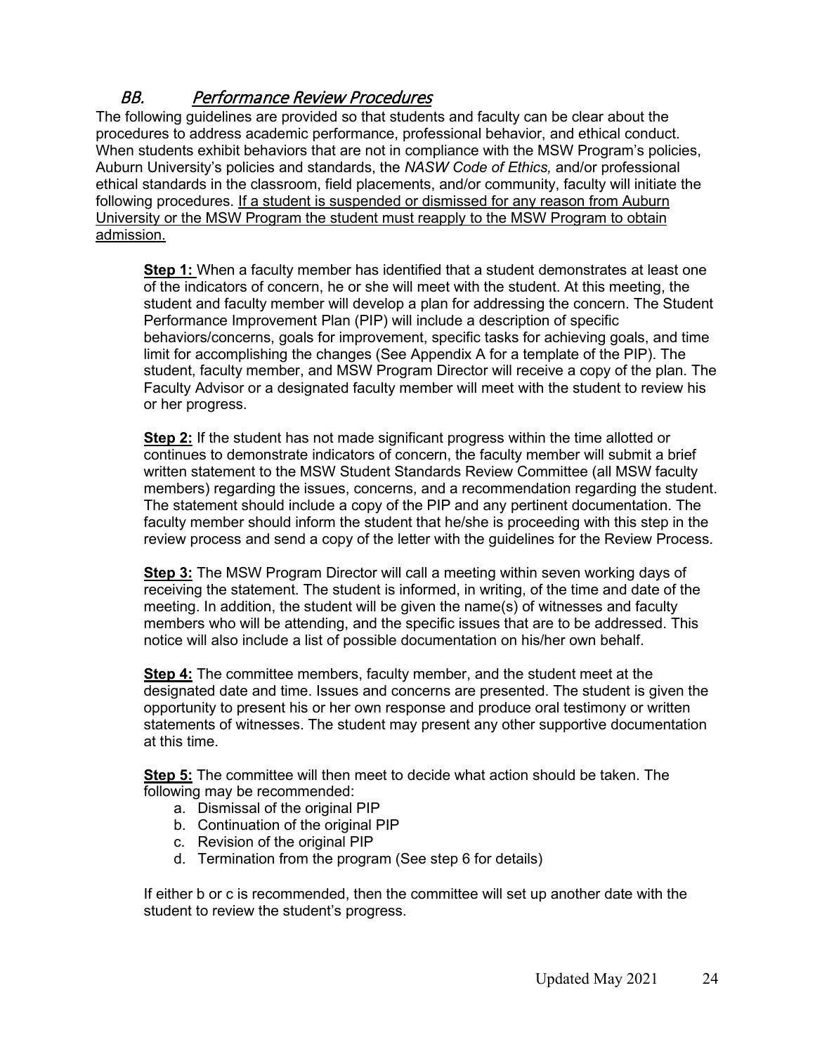## BB. *Performance Review Procedures*

The following guidelines are provided so that students and faculty can be clear about the procedures to address academic performance, professional behavior, and ethical conduct. When students exhibit behaviors that are not in compliance with the MSW Program's policies, Auburn University's policies and standards, the *NASW Code of Ethics,* and/or professional ethical standards in the classroom, field placements, and/or community, faculty will initiate the following procedures. <u>If a student is suspended or dismissed for any reason from Auburn University or the MSW Program the student must reapply to the MSW Program to obtain admission.</u>

**<u>Step 1:</u>** When a faculty member has identified that a student demonstrates at least one of the indicators of concern, he or she will meet with the student. At this meeting, the student and faculty member will develop a plan for addressing the concern. The Student Performance Improvement Plan (PIP) will include a description of specific behaviors/concerns, goals for improvement, specific tasks for achieving goals, and time limit for accomplishing the changes (See Appendix A for a template of the PIP). The student, faculty member, and MSW Program Director will receive a copy of the plan. The Faculty Advisor or a designated faculty member will meet with the student to review his or her progress.

**<u>Step 2:</u>** If the student has not made significant progress within the time allotted or continues to demonstrate indicators of concern, the faculty member will submit a brief written statement to the MSW Student Standards Review Committee (all MSW faculty members) regarding the issues, concerns, and a recommendation regarding the student. The statement should include a copy of the PIP and any pertinent documentation. The faculty member should inform the student that he/she is proceeding with this step in the review process and send a copy of the letter with the guidelines for the Review Process.

**<u>Step 3:</u>** The MSW Program Director will call a meeting within seven working days of receiving the statement. The student is informed, in writing, of the time and date of the meeting. In addition, the student will be given the name(s) of witnesses and faculty members who will be attending, and the specific issues that are to be addressed. This notice will also include a list of possible documentation on his/her own behalf.

**<u>Step 4:</u>** The committee members, faculty member, and the student meet at the designated date and time. Issues and concerns are presented. The student is given the opportunity to present his or her own response and produce oral testimony or written statements of witnesses. The student may present any other supportive documentation at this time.

**<u>Step 5:</u>** The committee will then meet to decide what action should be taken. The following may be recommended:

a. Dismissal of the original PIP
b. Continuation of the original PIP
c. Revision of the original PIP
d. Termination from the program (See step 6 for details)

If either b or c is recommended, then the committee will set up another date with the student to review the student's progress.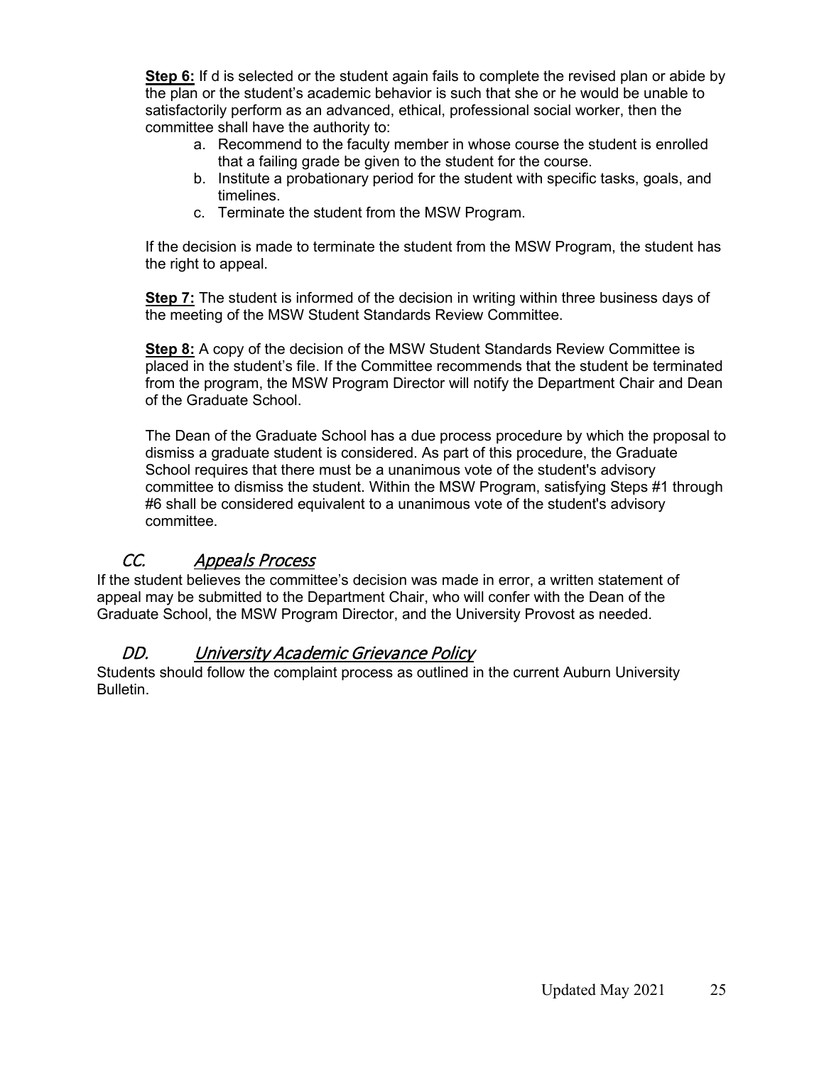**Step 6:** If d is selected or the student again fails to complete the revised plan or abide by the plan or the student's academic behavior is such that she or he would be unable to satisfactorily perform as an advanced, ethical, professional social worker, then the committee shall have the authority to:

a. Recommend to the faculty member in whose course the student is enrolled that a failing grade be given to the student for the course.
b. Institute a probationary period for the student with specific tasks, goals, and timelines.
c. Terminate the student from the MSW Program.

If the decision is made to terminate the student from the MSW Program, the student has the right to appeal.

**Step 7:** The student is informed of the decision in writing within three business days of the meeting of the MSW Student Standards Review Committee.

**Step 8:** A copy of the decision of the MSW Student Standards Review Committee is placed in the student's file. If the Committee recommends that the student be terminated from the program, the MSW Program Director will notify the Department Chair and Dean of the Graduate School.

The Dean of the Graduate School has a due process procedure by which the proposal to dismiss a graduate student is considered. As part of this procedure, the Graduate School requires that there must be a unanimous vote of the student's advisory committee to dismiss the student. Within the MSW Program, satisfying Steps #1 through #6 shall be considered equivalent to a unanimous vote of the student's advisory committee.

## CC. Appeals Process

If the student believes the committee's decision was made in error, a written statement of appeal may be submitted to the Department Chair, who will confer with the Dean of the Graduate School, the MSW Program Director, and the University Provost as needed.

## DD. University Academic Grievance Policy

Students should follow the complaint process as outlined in the current Auburn University Bulletin.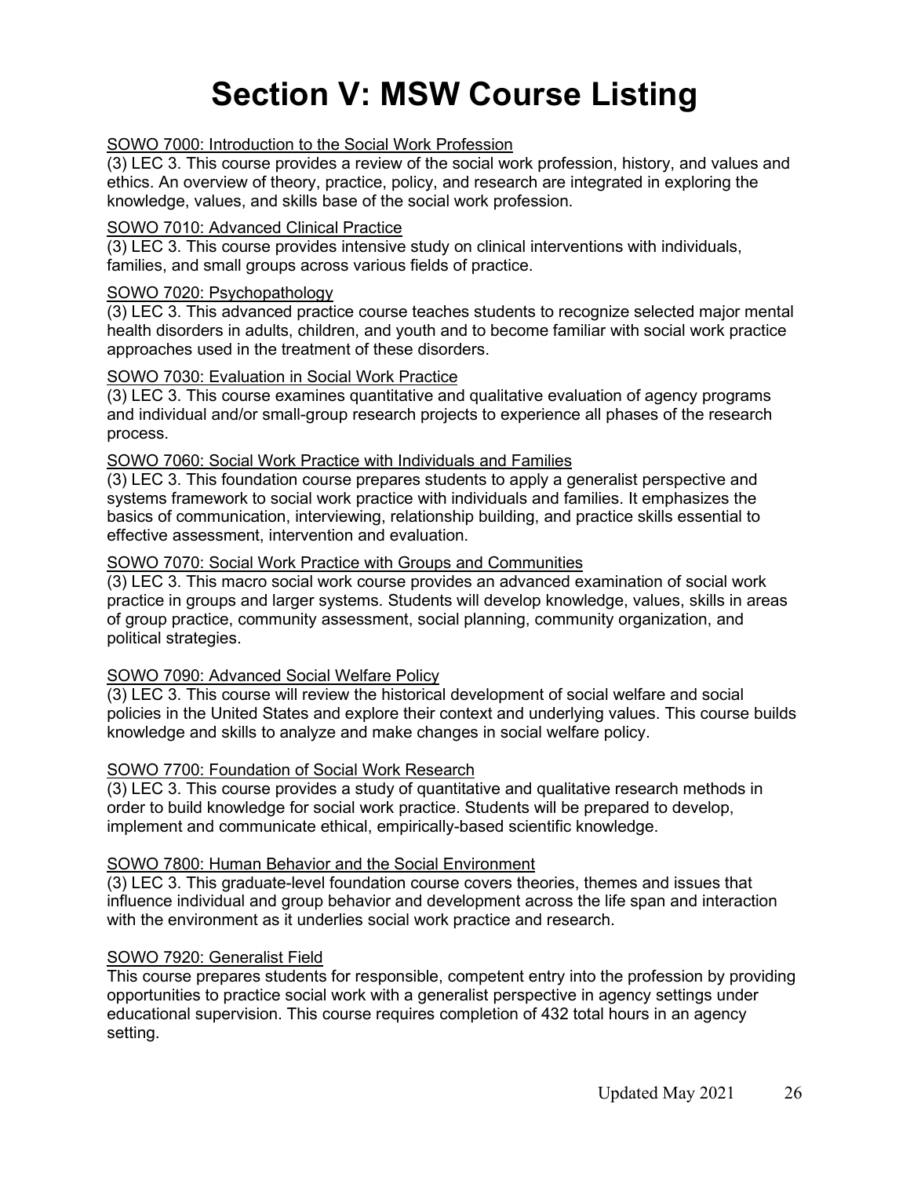# Section V: MSW Course Listing

SOWO 7000: Introduction to the Social Work Profession

(3) LEC 3. This course provides a review of the social work profession, history, and values and ethics. An overview of theory, practice, policy, and research are integrated in exploring the knowledge, values, and skills base of the social work profession.

SOWO 7010: Advanced Clinical Practice

(3) LEC 3. This course provides intensive study on clinical interventions with individuals, families, and small groups across various fields of practice.

SOWO 7020: Psychopathology

(3) LEC 3. This advanced practice course teaches students to recognize selected major mental health disorders in adults, children, and youth and to become familiar with social work practice approaches used in the treatment of these disorders.

SOWO 7030: Evaluation in Social Work Practice

(3) LEC 3. This course examines quantitative and qualitative evaluation of agency programs and individual and/or small-group research projects to experience all phases of the research process.

SOWO 7060: Social Work Practice with Individuals and Families

(3) LEC 3. This foundation course prepares students to apply a generalist perspective and systems framework to social work practice with individuals and families. It emphasizes the basics of communication, interviewing, relationship building, and practice skills essential to effective assessment, intervention and evaluation.

SOWO 7070: Social Work Practice with Groups and Communities

(3) LEC 3. This macro social work course provides an advanced examination of social work practice in groups and larger systems. Students will develop knowledge, values, skills in areas of group practice, community assessment, social planning, community organization, and political strategies.

SOWO 7090: Advanced Social Welfare Policy

(3) LEC 3. This course will review the historical development of social welfare and social policies in the United States and explore their context and underlying values. This course builds knowledge and skills to analyze and make changes in social welfare policy.

SOWO 7700: Foundation of Social Work Research

(3) LEC 3. This course provides a study of quantitative and qualitative research methods in order to build knowledge for social work practice. Students will be prepared to develop, implement and communicate ethical, empirically-based scientific knowledge.

SOWO 7800: Human Behavior and the Social Environment

(3) LEC 3. This graduate-level foundation course covers theories, themes and issues that influence individual and group behavior and development across the life span and interaction with the environment as it underlies social work practice and research.

SOWO 7920: Generalist Field

This course prepares students for responsible, competent entry into the profession by providing opportunities to practice social work with a generalist perspective in agency settings under educational supervision. This course requires completion of 432 total hours in an agency setting.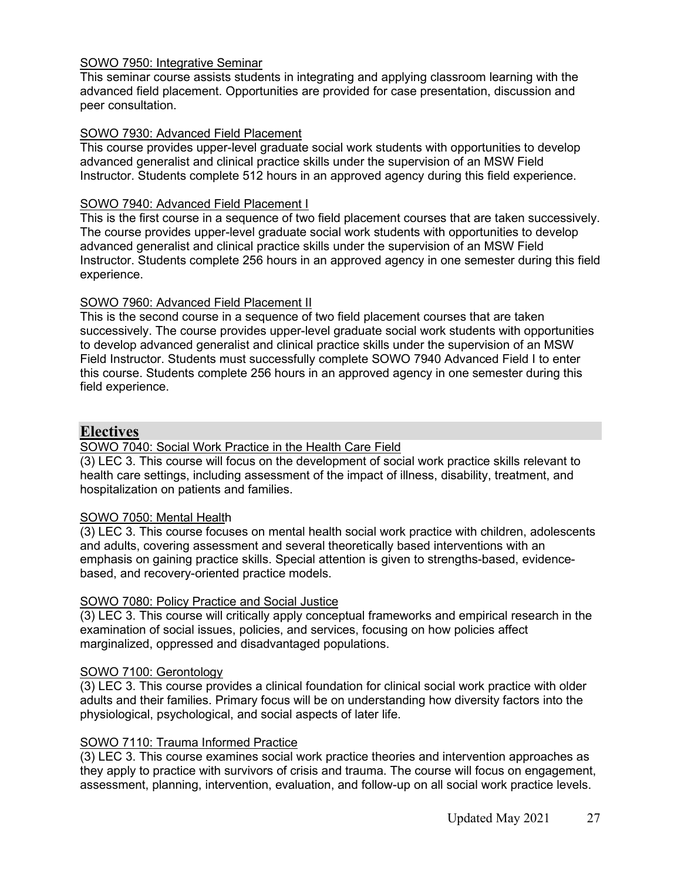SOWO 7950: Integrative Seminar

This seminar course assists students in integrating and applying classroom learning with the advanced field placement. Opportunities are provided for case presentation, discussion and peer consultation.

SOWO 7930: Advanced Field Placement

This course provides upper-level graduate social work students with opportunities to develop advanced generalist and clinical practice skills under the supervision of an MSW Field Instructor. Students complete 512 hours in an approved agency during this field experience.

SOWO 7940: Advanced Field Placement I

This is the first course in a sequence of two field placement courses that are taken successively. The course provides upper-level graduate social work students with opportunities to develop advanced generalist and clinical practice skills under the supervision of an MSW Field Instructor. Students complete 256 hours in an approved agency in one semester during this field experience.

SOWO 7960: Advanced Field Placement II

This is the second course in a sequence of two field placement courses that are taken successively. The course provides upper-level graduate social work students with opportunities to develop advanced generalist and clinical practice skills under the supervision of an MSW Field Instructor. Students must successfully complete SOWO 7940 Advanced Field I to enter this course. Students complete 256 hours in an approved agency in one semester during this field experience.

## Electives

SOWO 7040: Social Work Practice in the Health Care Field

(3) LEC 3. This course will focus on the development of social work practice skills relevant to health care settings, including assessment of the impact of illness, disability, treatment, and hospitalization on patients and families.

SOWO 7050: Mental Health

(3) LEC 3. This course focuses on mental health social work practice with children, adolescents and adults, covering assessment and several theoretically based interventions with an emphasis on gaining practice skills. Special attention is given to strengths-based, evidence-based, and recovery-oriented practice models.

SOWO 7080: Policy Practice and Social Justice

(3) LEC 3. This course will critically apply conceptual frameworks and empirical research in the examination of social issues, policies, and services, focusing on how policies affect marginalized, oppressed and disadvantaged populations.

SOWO 7100: Gerontology

(3) LEC 3. This course provides a clinical foundation for clinical social work practice with older adults and their families. Primary focus will be on understanding how diversity factors into the physiological, psychological, and social aspects of later life.

SOWO 7110: Trauma Informed Practice

(3) LEC 3. This course examines social work practice theories and intervention approaches as they apply to practice with survivors of crisis and trauma. The course will focus on engagement, assessment, planning, intervention, evaluation, and follow-up on all social work practice levels.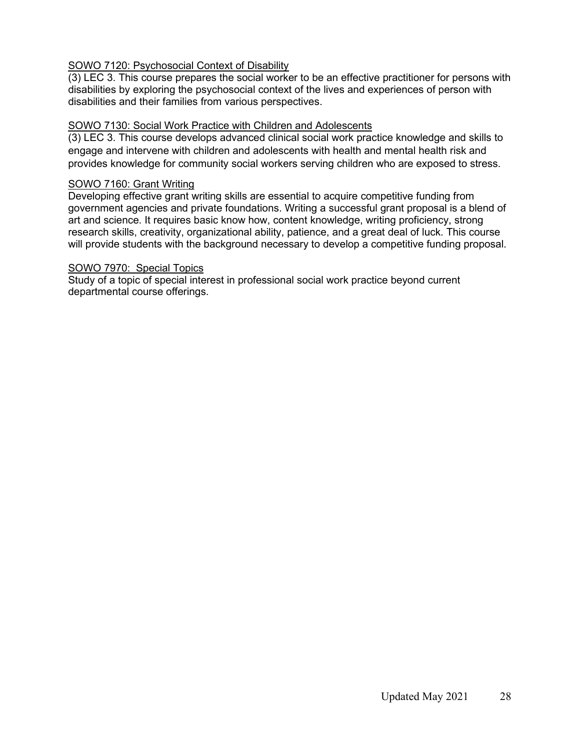SOWO 7120: Psychosocial Context of Disability

(3) LEC 3. This course prepares the social worker to be an effective practitioner for persons with disabilities by exploring the psychosocial context of the lives and experiences of person with disabilities and their families from various perspectives.

SOWO 7130: Social Work Practice with Children and Adolescents

(3) LEC 3. This course develops advanced clinical social work practice knowledge and skills to engage and intervene with children and adolescents with health and mental health risk and provides knowledge for community social workers serving children who are exposed to stress.

SOWO 7160: Grant Writing

Developing effective grant writing skills are essential to acquire competitive funding from government agencies and private foundations. Writing a successful grant proposal is a blend of art and science. It requires basic know how, content knowledge, writing proficiency, strong research skills, creativity, organizational ability, patience, and a great deal of luck. This course will provide students with the background necessary to develop a competitive funding proposal.

SOWO 7970: Special Topics

Study of a topic of special interest in professional social work practice beyond current departmental course offerings.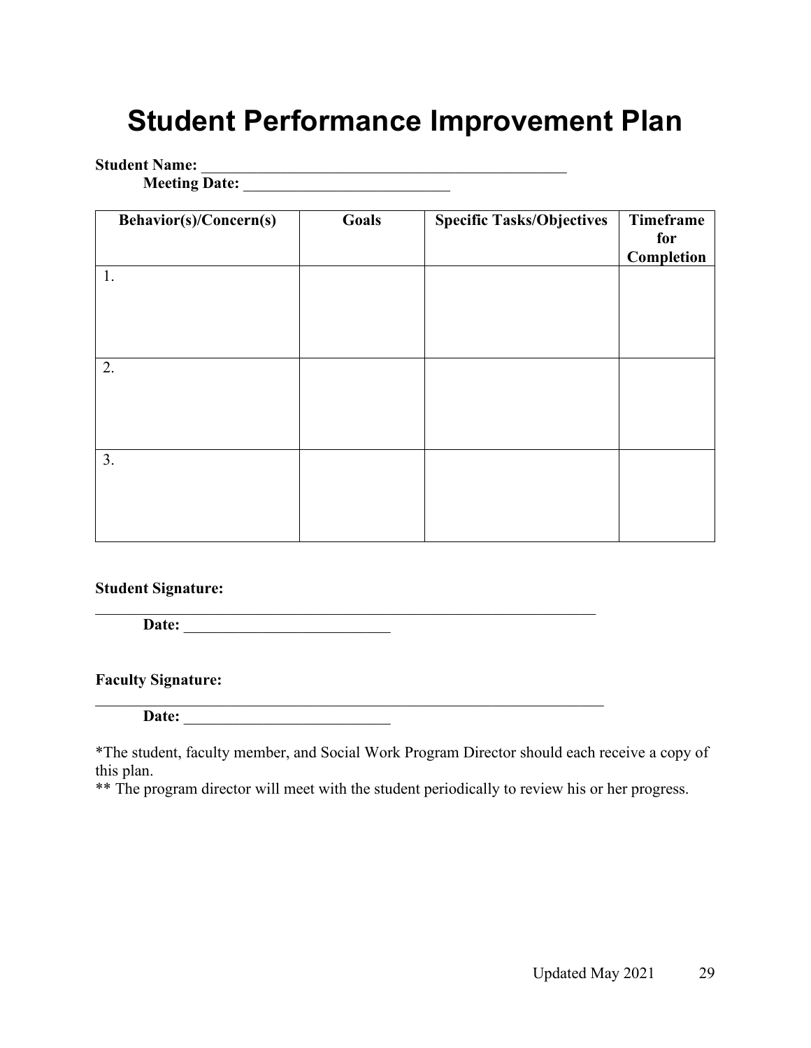# Student Performance Improvement Plan

**Student Name:** ________________________________________________
**Meeting Date:** ___________________________

| Behavior(s)/Concern(s) | Goals | Specific Tasks/Objectives | Timeframe for Completion |
|---|---|---|---|
| 1. | | | |
| 2. | | | |
| 3. | | | |

**Student Signature:**
_________________________________________________________________
**Date:** ___________________________

**Faculty Signature:**
__________________________________________________________________
**Date:** ___________________________

*The student, faculty member, and Social Work Program Director should each receive a copy of this plan.
** The program director will meet with the student periodically to review his or her progress.

Updated May 2021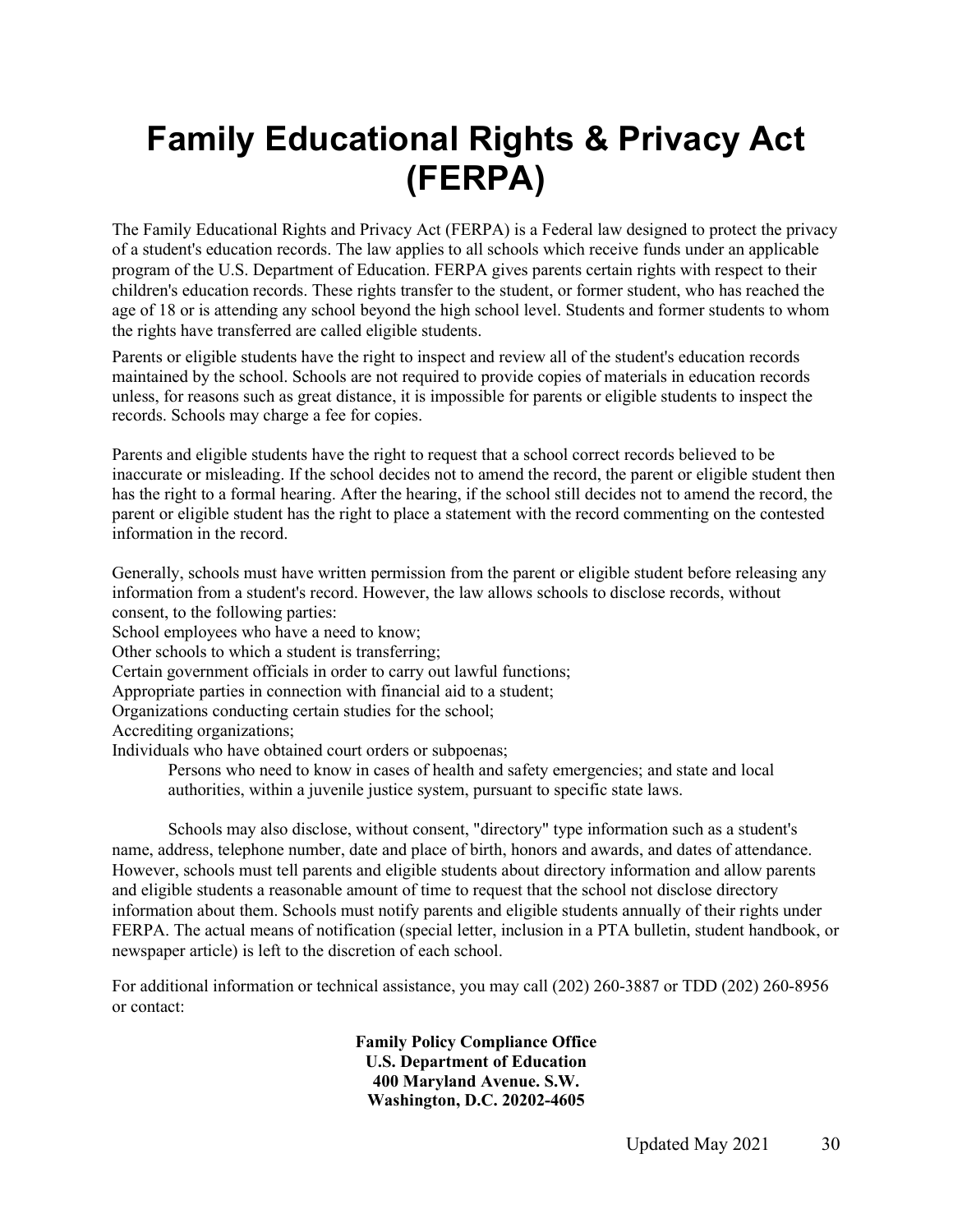# Family Educational Rights & Privacy Act (FERPA)

The Family Educational Rights and Privacy Act (FERPA) is a Federal law designed to protect the privacy of a student's education records. The law applies to all schools which receive funds under an applicable program of the U.S. Department of Education. FERPA gives parents certain rights with respect to their children's education records. These rights transfer to the student, or former student, who has reached the age of 18 or is attending any school beyond the high school level. Students and former students to whom the rights have transferred are called eligible students.

Parents or eligible students have the right to inspect and review all of the student's education records maintained by the school. Schools are not required to provide copies of materials in education records unless, for reasons such as great distance, it is impossible for parents or eligible students to inspect the records. Schools may charge a fee for copies.

Parents and eligible students have the right to request that a school correct records believed to be inaccurate or misleading. If the school decides not to amend the record, the parent or eligible student then has the right to a formal hearing. After the hearing, if the school still decides not to amend the record, the parent or eligible student has the right to place a statement with the record commenting on the contested information in the record.

Generally, schools must have written permission from the parent or eligible student before releasing any information from a student's record. However, the law allows schools to disclose records, without consent, to the following parties:

School employees who have a need to know;
Other schools to which a student is transferring;
Certain government officials in order to carry out lawful functions;
Appropriate parties in connection with financial aid to a student;
Organizations conducting certain studies for the school;
Accrediting organizations;
Individuals who have obtained court orders or subpoenas;
Persons who need to know in cases of health and safety emergencies; and state and local authorities, within a juvenile justice system, pursuant to specific state laws.

Schools may also disclose, without consent, "directory" type information such as a student's name, address, telephone number, date and place of birth, honors and awards, and dates of attendance. However, schools must tell parents and eligible students about directory information and allow parents and eligible students a reasonable amount of time to request that the school not disclose directory information about them. Schools must notify parents and eligible students annually of their rights under FERPA. The actual means of notification (special letter, inclusion in a PTA bulletin, student handbook, or newspaper article) is left to the discretion of each school.

For additional information or technical assistance, you may call (202) 260-3887 or TDD (202) 260-8956 or contact:

**Family Policy Compliance Office**
**U.S. Department of Education**
**400 Maryland Avenue. S.W.**
**Washington, D.C. 20202-4605**

Updated May 2021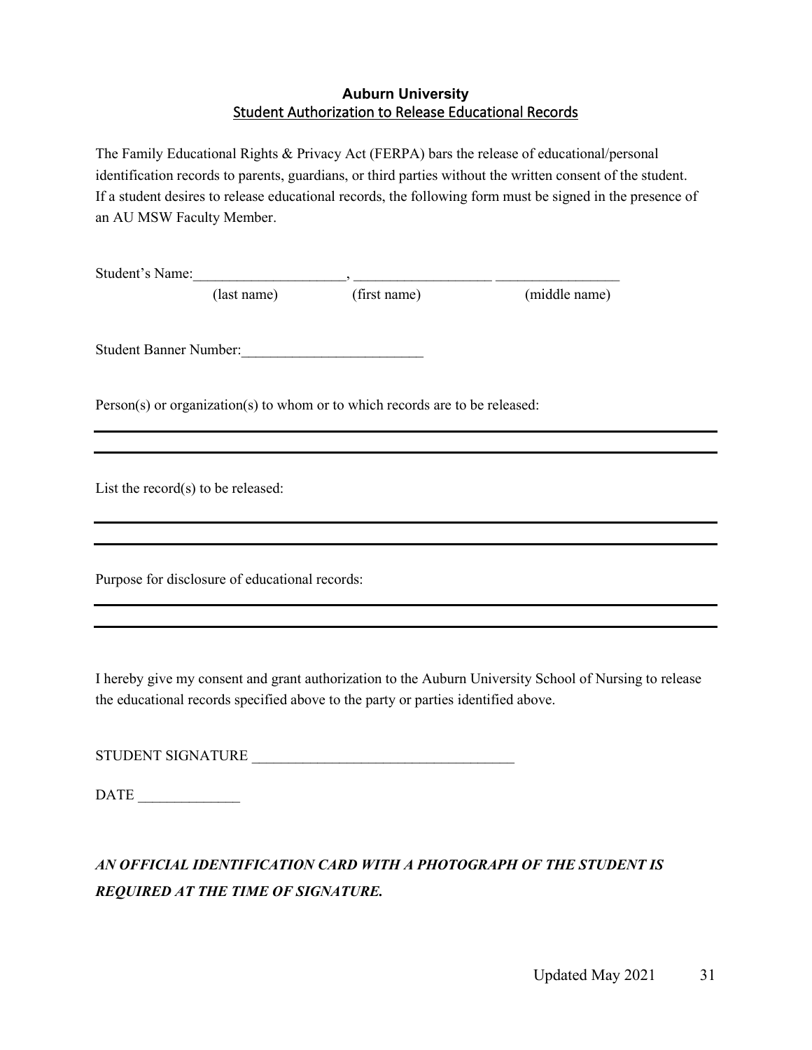# Auburn University

## Student Authorization to Release Educational Records

The Family Educational Rights & Privacy Act (FERPA) bars the release of educational/personal identification records to parents, guardians, or third parties without the written consent of the student. If a student desires to release educational records, the following form must be signed in the presence of an AU MSW Faculty Member.

Student's Name:_____________________, ___________________ _________________
(last name) (first name) (middle name)

Student Banner Number:_________________________

Person(s) or organization(s) to whom or to which records are to be released:

______________________________________________________________________________

______________________________________________________________________________

List the record(s) to be released:

______________________________________________________________________________

______________________________________________________________________________

Purpose for disclosure of educational records:

______________________________________________________________________________

______________________________________________________________________________

I hereby give my consent and grant authorization to the Auburn University School of Nursing to release the educational records specified above to the party or parties identified above.

STUDENT SIGNATURE ____________________________________

DATE ______________

***AN OFFICIAL IDENTIFICATION CARD WITH A PHOTOGRAPH OF THE STUDENT IS REQUIRED AT THE TIME OF SIGNATURE.***

Updated May 2021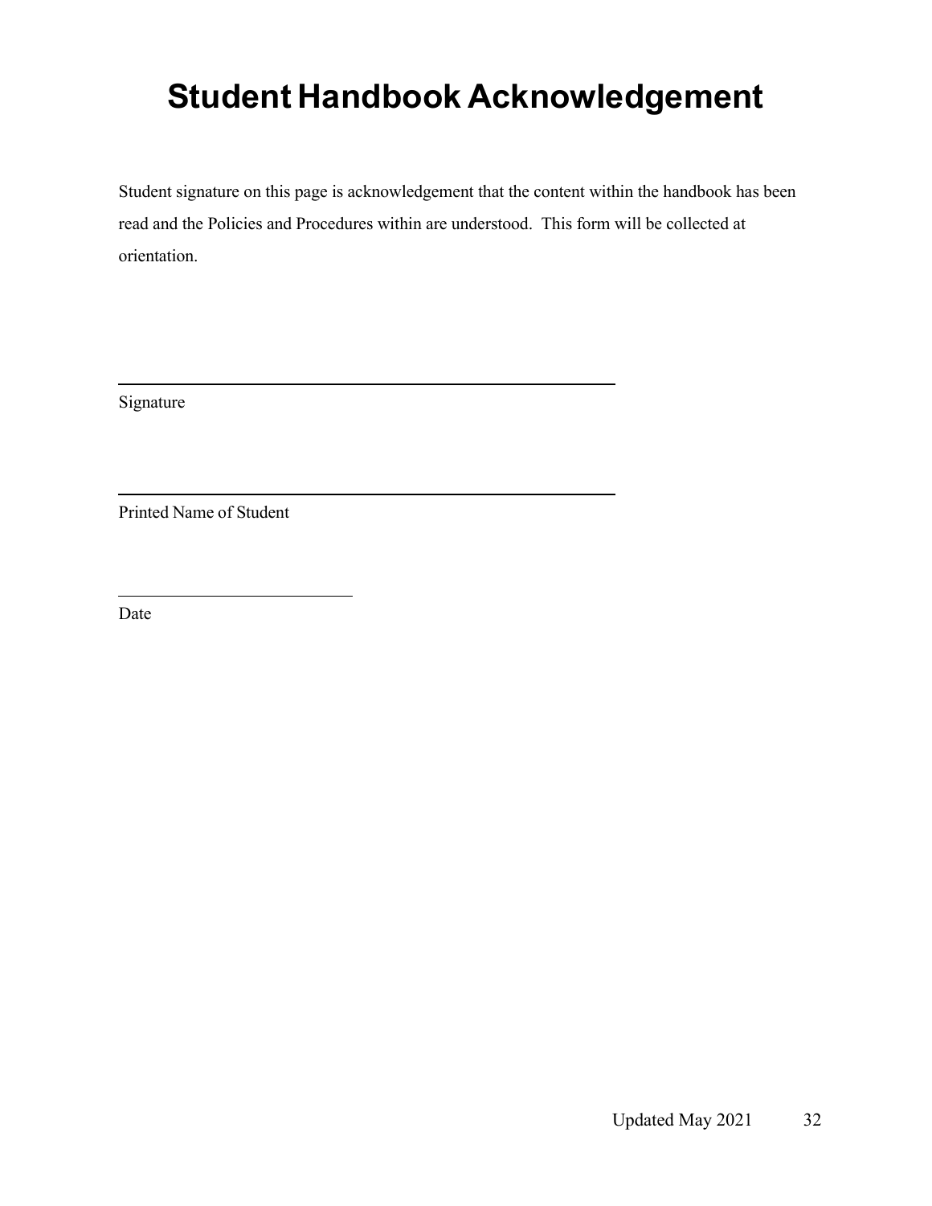# Student Handbook Acknowledgement

Student signature on this page is acknowledgement that the content within the handbook has been read and the Policies and Procedures within are understood. This form will be collected at orientation.

\_\_\_\_\_\_\_\_\_\_\_\_\_\_\_\_\_\_\_\_\_\_\_\_\_\_\_\_\_\_\_\_\_\_\_\_\_\_\_\_\_\_\_\_

Signature

\_\_\_\_\_\_\_\_\_\_\_\_\_\_\_\_\_\_\_\_\_\_\_\_\_\_\_\_\_\_\_\_\_\_\_\_\_\_\_\_\_\_\_\_

Printed Name of Student

\_\_\_\_\_\_\_\_\_\_\_\_\_\_\_\_\_\_\_\_\_\_

Date

Updated May 2021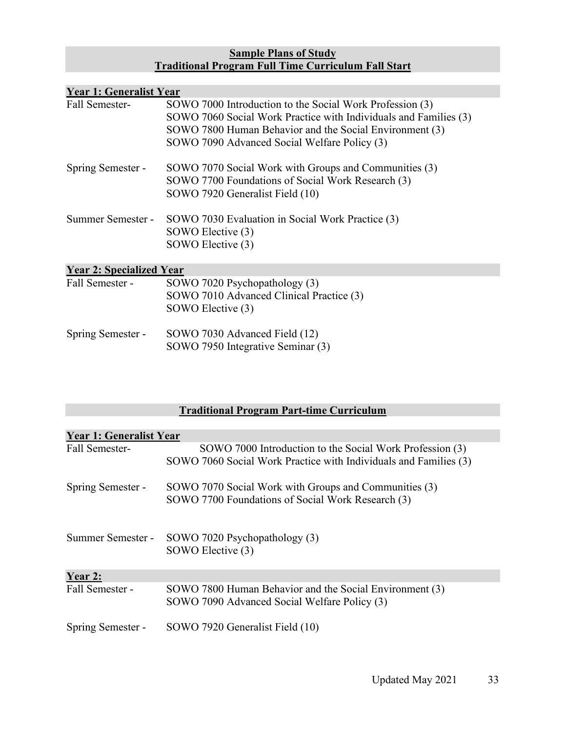## Sample Plans of Study
## Traditional Program Full Time Curriculum Fall Start

### Year 1: Generalist Year

**Fall Semester-**
- SOWO 7000 Introduction to the Social Work Profession (3)
- SOWO 7060 Social Work Practice with Individuals and Families (3)
- SOWO 7800 Human Behavior and the Social Environment (3)
- SOWO 7090 Advanced Social Welfare Policy (3)

**Spring Semester -**
- SOWO 7070 Social Work with Groups and Communities (3)
- SOWO 7700 Foundations of Social Work Research (3)
- SOWO 7920 Generalist Field (10)

**Summer Semester -**
- SOWO 7030 Evaluation in Social Work Practice (3)
- SOWO Elective (3)
- SOWO Elective (3)

### Year 2: Specialized Year

**Fall Semester -**
- SOWO 7020 Psychopathology (3)
- SOWO 7010 Advanced Clinical Practice (3)
- SOWO Elective (3)

**Spring Semester -**
- SOWO 7030 Advanced Field (12)
- SOWO 7950 Integrative Seminar (3)

## Traditional Program Part-time Curriculum

### Year 1: Generalist Year

**Fall Semester-**
- SOWO 7000 Introduction to the Social Work Profession (3)
- SOWO 7060 Social Work Practice with Individuals and Families (3)

**Spring Semester -**
- SOWO 7070 Social Work with Groups and Communities (3)
- SOWO 7700 Foundations of Social Work Research (3)

**Summer Semester -**
- SOWO 7020 Psychopathology (3)
- SOWO Elective (3)

### Year 2:

**Fall Semester -**
- SOWO 7800 Human Behavior and the Social Environment (3)
- SOWO 7090 Advanced Social Welfare Policy (3)

**Spring Semester -**
- SOWO 7920 Generalist Field (10)

Updated May 2021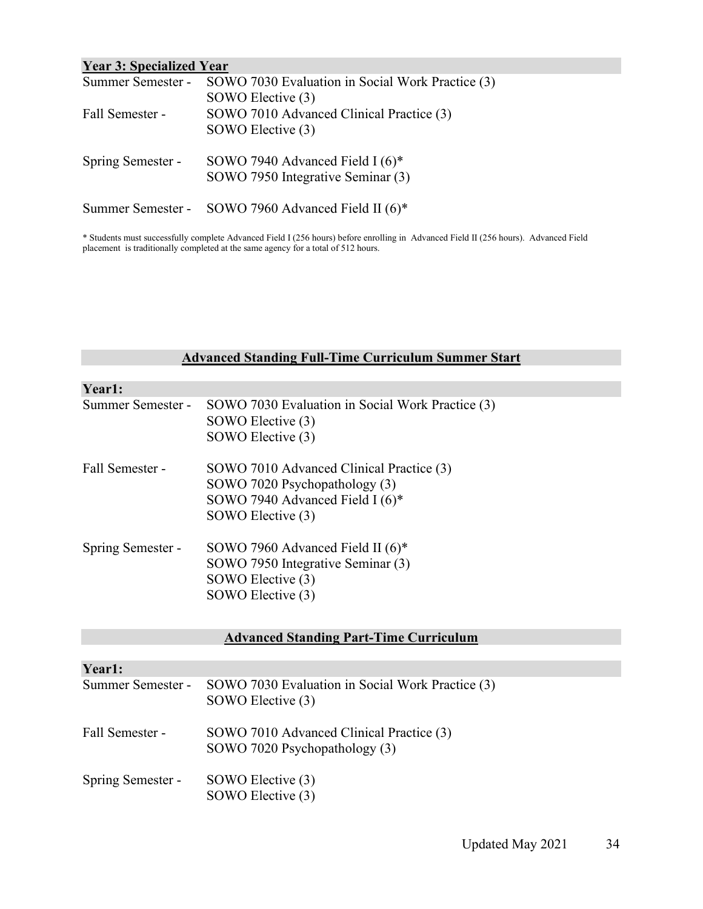**Year 3: Specialized Year**

Summer Semester - SOWO 7030 Evaluation in Social Work Practice (3)
SOWO Elective (3)

Fall Semester - SOWO 7010 Advanced Clinical Practice (3)
SOWO Elective (3)

Spring Semester - SOWO 7940 Advanced Field I (6)*
SOWO 7950 Integrative Seminar (3)

Summer Semester - SOWO 7960 Advanced Field II (6)*

* Students must successfully complete Advanced Field I (256 hours) before enrolling in Advanced Field II (256 hours). Advanced Field placement is traditionally completed at the same agency for a total of 512 hours.

## Advanced Standing Full-Time Curriculum Summer Start

**Year1:**

Summer Semester - SOWO 7030 Evaluation in Social Work Practice (3)
SOWO Elective (3)
SOWO Elective (3)

Fall Semester - SOWO 7010 Advanced Clinical Practice (3)
SOWO 7020 Psychopathology (3)
SOWO 7940 Advanced Field I (6)*
SOWO Elective (3)

Spring Semester - SOWO 7960 Advanced Field II (6)*
SOWO 7950 Integrative Seminar (3)
SOWO Elective (3)
SOWO Elective (3)

## Advanced Standing Part-Time Curriculum

**Year1:**

Summer Semester - SOWO 7030 Evaluation in Social Work Practice (3)
SOWO Elective (3)

Fall Semester - SOWO 7010 Advanced Clinical Practice (3)
SOWO 7020 Psychopathology (3)

Spring Semester - SOWO Elective (3)
SOWO Elective (3)

Updated May 2021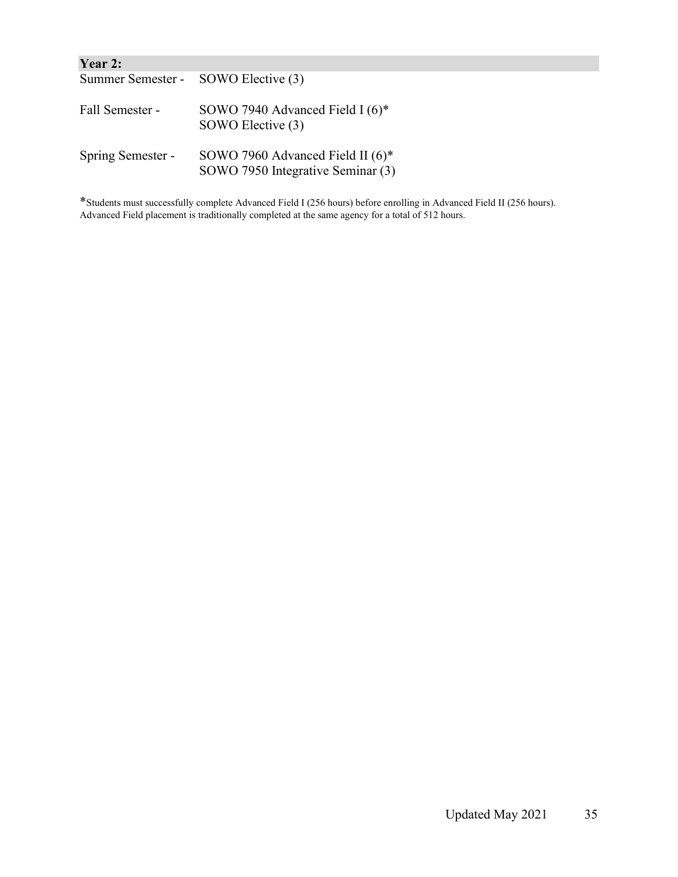**Year 2:**

| | |
|---|---|
| Summer Semester - | SOWO Elective (3) |
| Fall Semester - | SOWO 7940 Advanced Field I (6)*<br>SOWO Elective (3) |
| Spring Semester - | SOWO 7960 Advanced Field II (6)*<br>SOWO 7950 Integrative Seminar (3) |

*Students must successfully complete Advanced Field I (256 hours) before enrolling in Advanced Field II (256 hours). Advanced Field placement is traditionally completed at the same agency for a total of 512 hours.

Updated May 2021